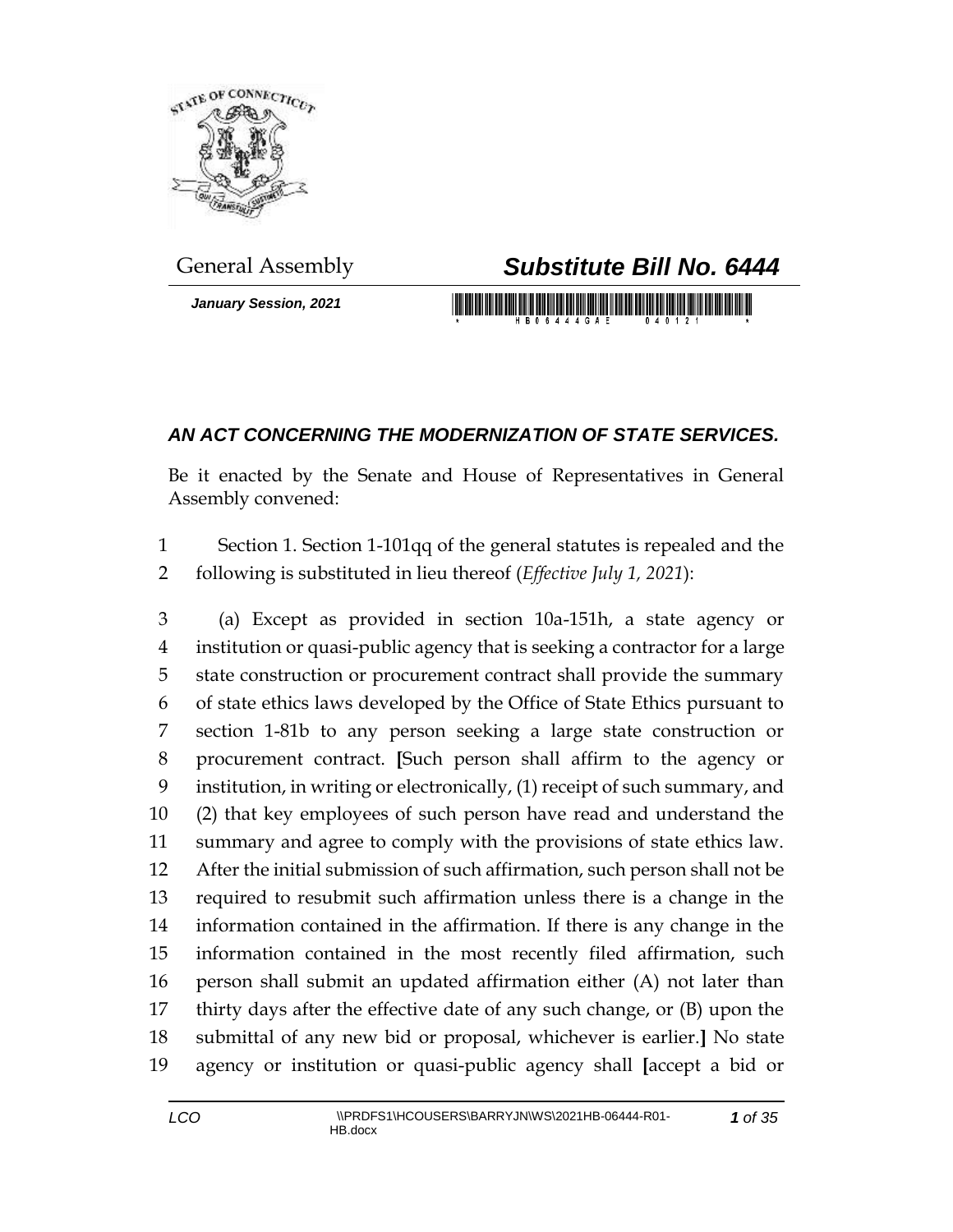General Assembly

# *Substitute Bill No. 6444*

***January Session, 2021***

## *AN ACT CONCERNING THE MODERNIZATION OF STATE SERVICES.*

Be it enacted by the Senate and House of Representatives in General Assembly convened:

1 Section 1. Section 1-101qq of the general statutes is repealed and the
2 following is substituted in lieu thereof (*Effective July 1, 2021*):

3 (a) Except as provided in section 10a-151h, a state agency or
4 institution or quasi-public agency that is seeking a contractor for a large
5 state construction or procurement contract shall provide the summary
6 of state ethics laws developed by the Office of State Ethics pursuant to
7 section 1-81b to any person seeking a large state construction or
8 procurement contract. **[**Such person shall affirm to the agency or
9 institution, in writing or electronically, (1) receipt of such summary, and
10 (2) that key employees of such person have read and understand the
11 summary and agree to comply with the provisions of state ethics law.
12 After the initial submission of such affirmation, such person shall not be
13 required to resubmit such affirmation unless there is a change in the
14 information contained in the affirmation. If there is any change in the
15 information contained in the most recently filed affirmation, such
16 person shall submit an updated affirmation either (A) not later than
17 thirty days after the effective date of any such change, or (B) upon the
18 submittal of any new bid or proposal, whichever is earlier.**]** No state
19 agency or institution or quasi-public agency shall **[**accept a bid or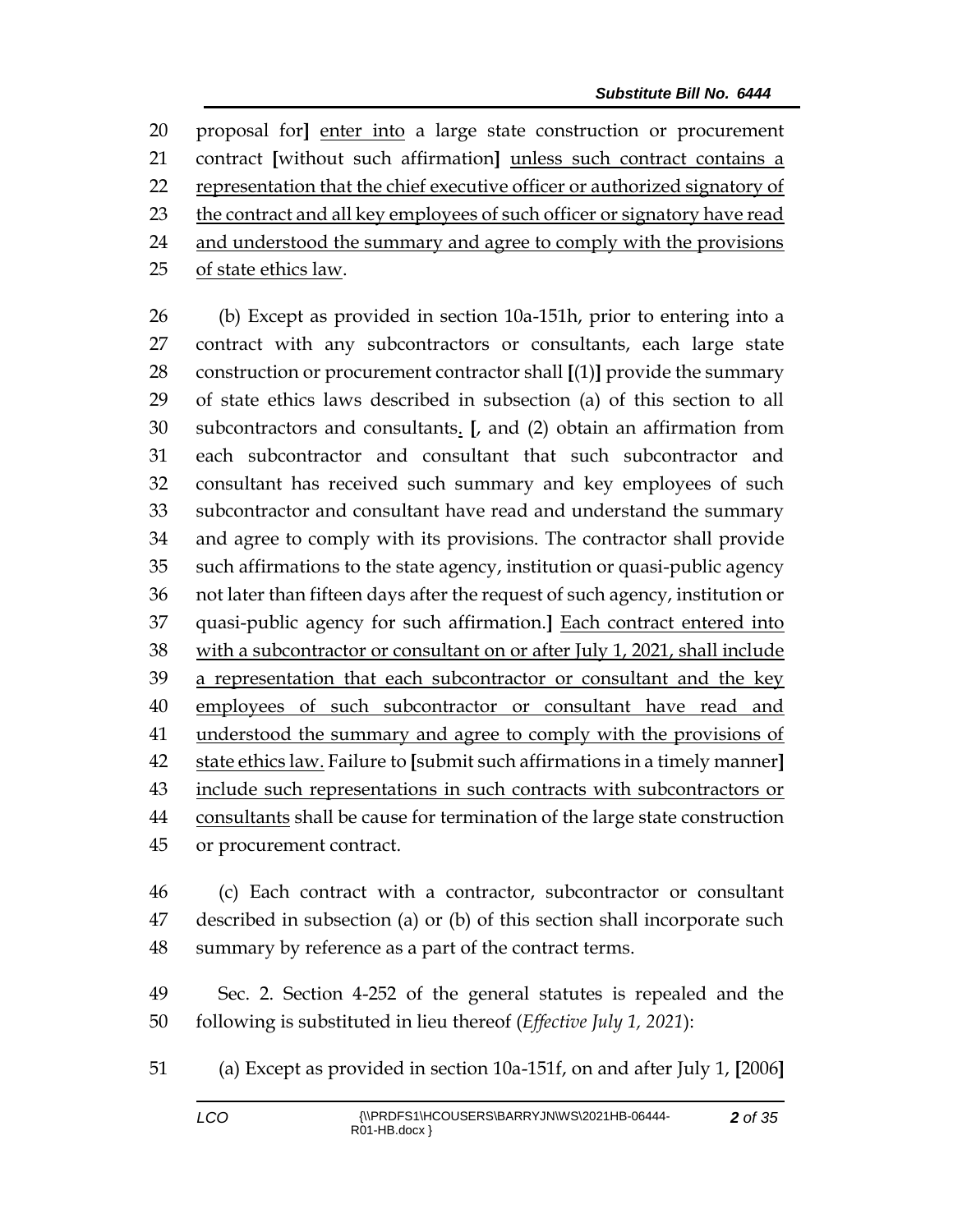20 proposal for] enter into a large state construction or procurement
21 contract [without such affirmation] unless such contract contains a
22 representation that the chief executive officer or authorized signatory of
23 the contract and all key employees of such officer or signatory have read
24 and understood the summary and agree to comply with the provisions
25 of state ethics law.

26 (b) Except as provided in section 10a-151h, prior to entering into a
27 contract with any subcontractors or consultants, each large state
28 construction or procurement contractor shall [(1)] provide the summary
29 of state ethics laws described in subsection (a) of this section to all
30 subcontractors and consultants. [, and (2) obtain an affirmation from
31 each subcontractor and consultant that such subcontractor and
32 consultant has received such summary and key employees of such
33 subcontractor and consultant have read and understand the summary
34 and agree to comply with its provisions. The contractor shall provide
35 such affirmations to the state agency, institution or quasi-public agency
36 not later than fifteen days after the request of such agency, institution or
37 quasi-public agency for such affirmation.] Each contract entered into
38 with a subcontractor or consultant on or after July 1, 2021, shall include
39 a representation that each subcontractor or consultant and the key
40 employees of such subcontractor or consultant have read and
41 understood the summary and agree to comply with the provisions of
42 state ethics law. Failure to [submit such affirmations in a timely manner]
43 include such representations in such contracts with subcontractors or
44 consultants shall be cause for termination of the large state construction
45 or procurement contract.

46 (c) Each contract with a contractor, subcontractor or consultant
47 described in subsection (a) or (b) of this section shall incorporate such
48 summary by reference as a part of the contract terms.

49 Sec. 2. Section 4-252 of the general statutes is repealed and the
50 following is substituted in lieu thereof (*Effective July 1, 2021*):

51 (a) Except as provided in section 10a-151f, on and after July 1, [2006]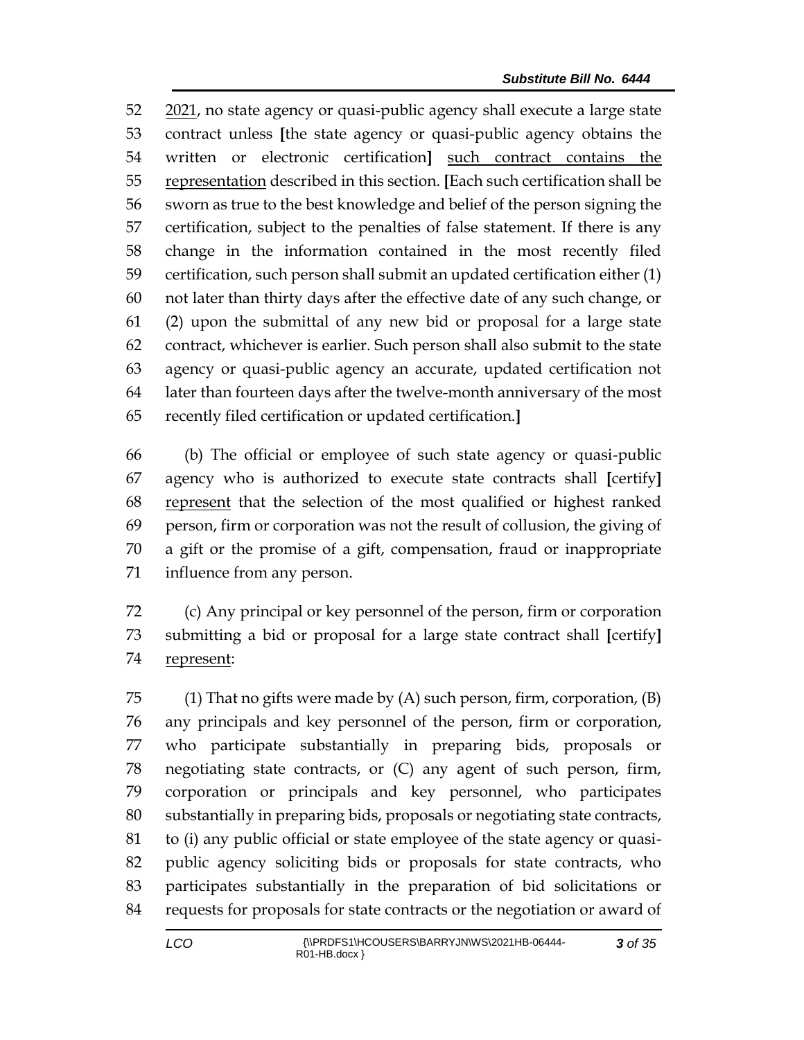52 2021, no state agency or quasi-public agency shall execute a large state
53 contract unless **[**the state agency or quasi-public agency obtains the
54 written or electronic certification**]** <u>such contract contains the</u>
55 <u>representation</u> described in this section. **[**Each such certification shall be
56 sworn as true to the best knowledge and belief of the person signing the
57 certification, subject to the penalties of false statement. If there is any
58 change in the information contained in the most recently filed
59 certification, such person shall submit an updated certification either (1)
60 not later than thirty days after the effective date of any such change, or
61 (2) upon the submittal of any new bid or proposal for a large state
62 contract, whichever is earlier. Such person shall also submit to the state
63 agency or quasi-public agency an accurate, updated certification not
64 later than fourteen days after the twelve-month anniversary of the most
65 recently filed certification or updated certification.**]**

66 (b) The official or employee of such state agency or quasi-public
67 agency who is authorized to execute state contracts shall **[**certify**]**
68 <u>represent</u> that the selection of the most qualified or highest ranked
69 person, firm or corporation was not the result of collusion, the giving of
70 a gift or the promise of a gift, compensation, fraud or inappropriate
71 influence from any person.

72 (c) Any principal or key personnel of the person, firm or corporation
73 submitting a bid or proposal for a large state contract shall **[**certify**]**
74 <u>represent</u>:

75 (1) That no gifts were made by (A) such person, firm, corporation, (B)
76 any principals and key personnel of the person, firm or corporation,
77 who participate substantially in preparing bids, proposals or
78 negotiating state contracts, or (C) any agent of such person, firm,
79 corporation or principals and key personnel, who participates
80 substantially in preparing bids, proposals or negotiating state contracts,
81 to (i) any public official or state employee of the state agency or quasi-
82 public agency soliciting bids or proposals for state contracts, who
83 participates substantially in the preparation of bid solicitations or
84 requests for proposals for state contracts or the negotiation or award of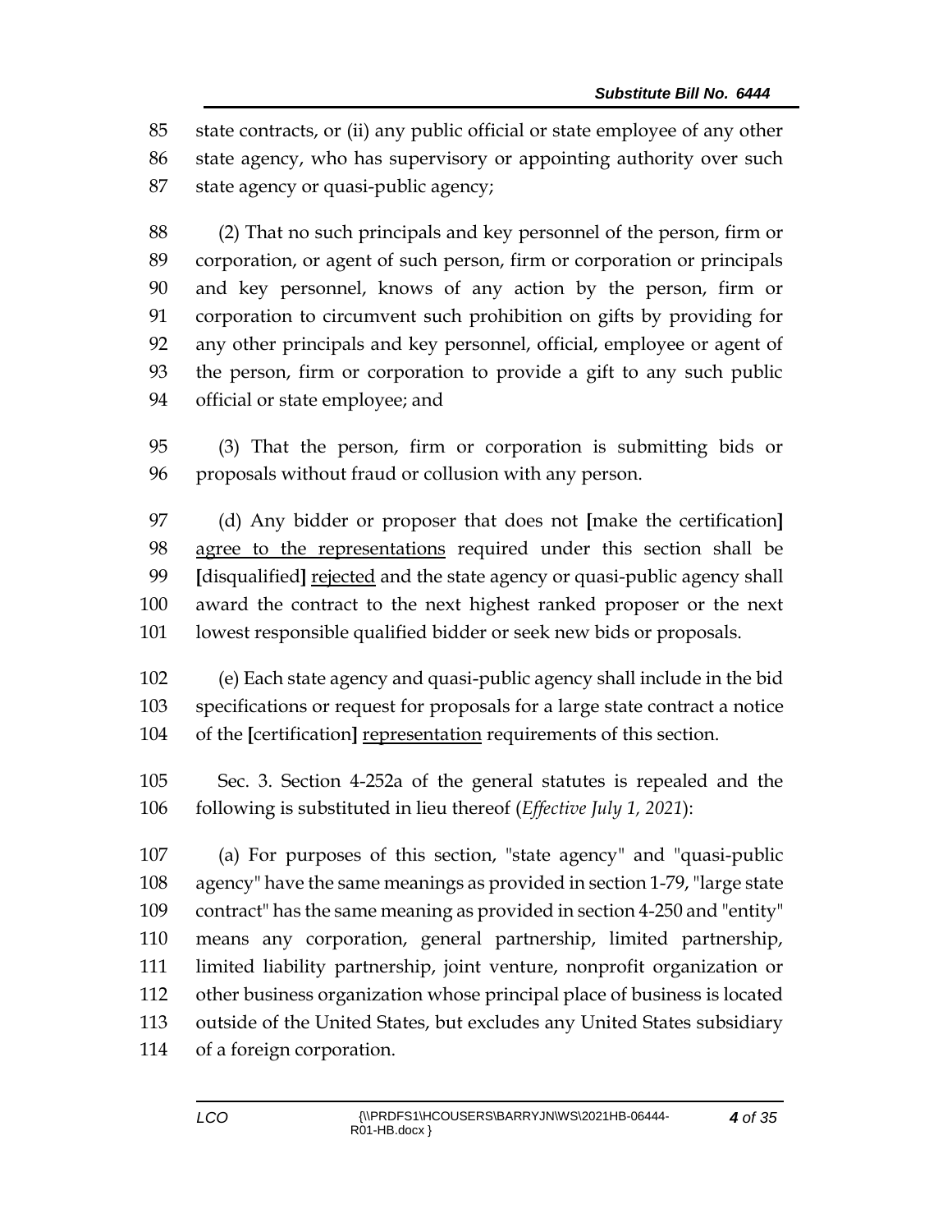85 state contracts, or (ii) any public official or state employee of any other
86 state agency, who has supervisory or appointing authority over such
87 state agency or quasi-public agency;

88 (2) That no such principals and key personnel of the person, firm or
89 corporation, or agent of such person, firm or corporation or principals
90 and key personnel, knows of any action by the person, firm or
91 corporation to circumvent such prohibition on gifts by providing for
92 any other principals and key personnel, official, employee or agent of
93 the person, firm or corporation to provide a gift to any such public
94 official or state employee; and

95 (3) That the person, firm or corporation is submitting bids or
96 proposals without fraud or collusion with any person.

97 (d) Any bidder or proposer that does not **[**make the certification**]**
98 <u>agree to the representations</u> required under this section shall be
99 **[**disqualified**]** <u>rejected</u> and the state agency or quasi-public agency shall
100 award the contract to the next highest ranked proposer or the next
101 lowest responsible qualified bidder or seek new bids or proposals.

102 (e) Each state agency and quasi-public agency shall include in the bid
103 specifications or request for proposals for a large state contract a notice
104 of the **[**certification**]** <u>representation</u> requirements of this section.

105 Sec. 3. Section 4-252a of the general statutes is repealed and the
106 following is substituted in lieu thereof (*Effective July 1, 2021*):

107 (a) For purposes of this section, "state agency" and "quasi-public
108 agency" have the same meanings as provided in section 1-79, "large state
109 contract" has the same meaning as provided in section 4-250 and "entity"
110 means any corporation, general partnership, limited partnership,
111 limited liability partnership, joint venture, nonprofit organization or
112 other business organization whose principal place of business is located
113 outside of the United States, but excludes any United States subsidiary
114 of a foreign corporation.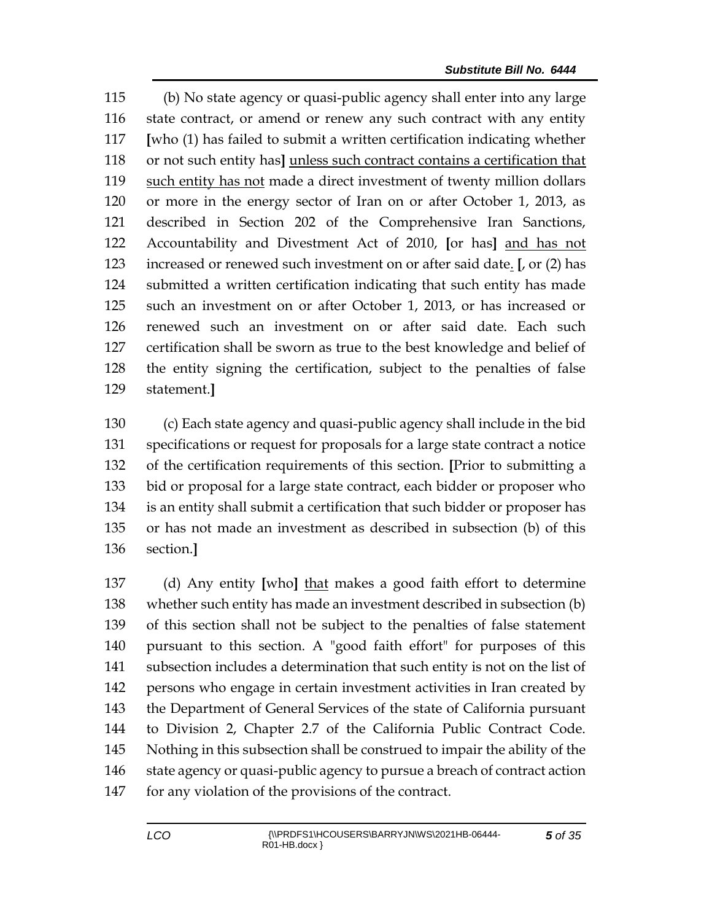115 (b) No state agency or quasi-public agency shall enter into any large
116 state contract, or amend or renew any such contract with any entity
117 **[**who (1) has failed to submit a written certification indicating whether
118 or not such entity has**]** <u>unless such contract contains a certification that</u>
119 <u>such entity has not</u> made a direct investment of twenty million dollars
120 or more in the energy sector of Iran on or after October 1, 2013, as
121 described in Section 202 of the Comprehensive Iran Sanctions,
122 Accountability and Divestment Act of 2010, **[**or has**]** <u>and has not</u>
123 increased or renewed such investment on or after said date<u>.</u> **[**, or (2) has
124 submitted a written certification indicating that such entity has made
125 such an investment on or after October 1, 2013, or has increased or
126 renewed such an investment on or after said date. Each such
127 certification shall be sworn as true to the best knowledge and belief of
128 the entity signing the certification, subject to the penalties of false
129 statement.**]**

130 (c) Each state agency and quasi-public agency shall include in the bid
131 specifications or request for proposals for a large state contract a notice
132 of the certification requirements of this section. **[**Prior to submitting a
133 bid or proposal for a large state contract, each bidder or proposer who
134 is an entity shall submit a certification that such bidder or proposer has
135 or has not made an investment as described in subsection (b) of this
136 section.**]**

137 (d) Any entity **[**who**]** <u>that</u> makes a good faith effort to determine
138 whether such entity has made an investment described in subsection (b)
139 of this section shall not be subject to the penalties of false statement
140 pursuant to this section. A "good faith effort" for purposes of this
141 subsection includes a determination that such entity is not on the list of
142 persons who engage in certain investment activities in Iran created by
143 the Department of General Services of the state of California pursuant
144 to Division 2, Chapter 2.7 of the California Public Contract Code.
145 Nothing in this subsection shall be construed to impair the ability of the
146 state agency or quasi-public agency to pursue a breach of contract action
147 for any violation of the provisions of the contract.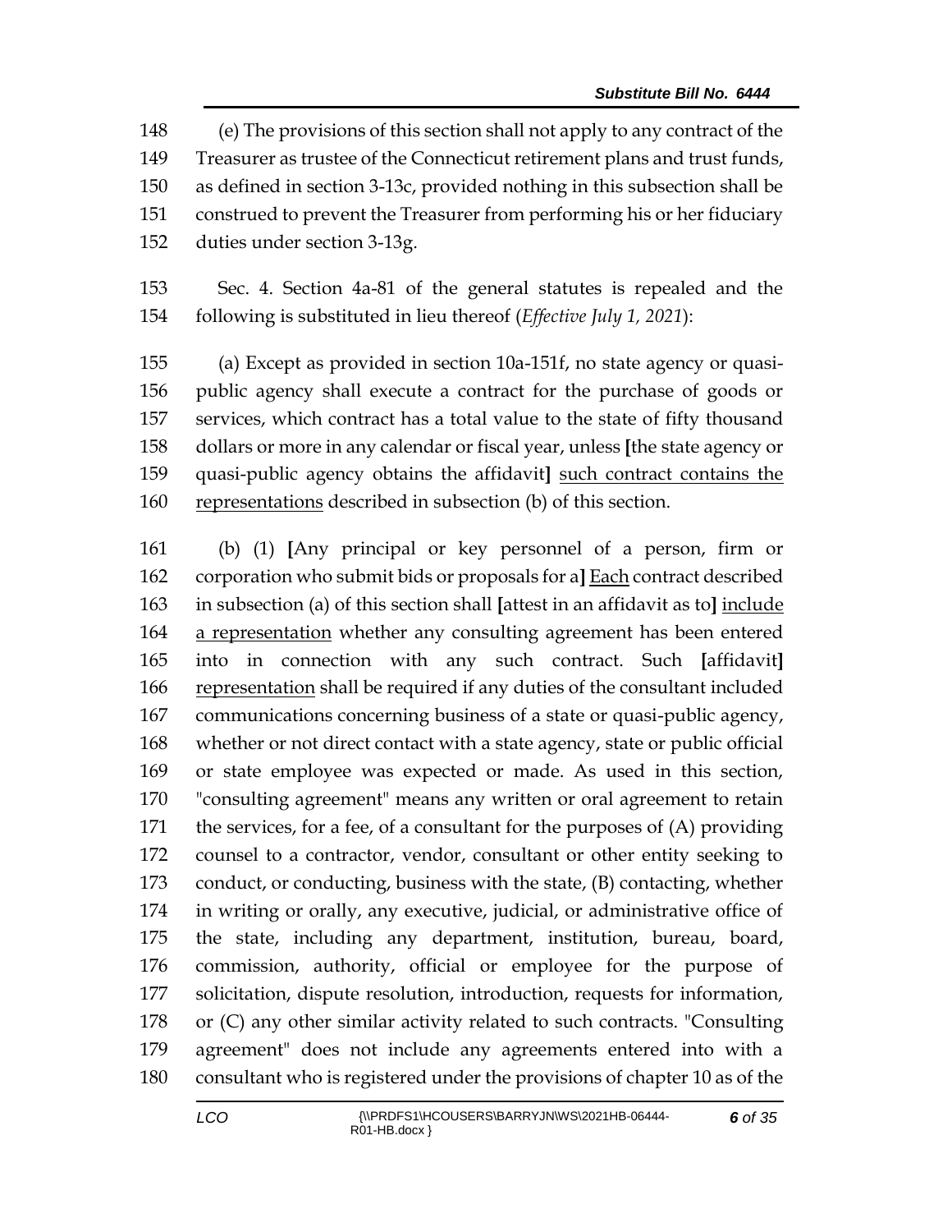(e) The provisions of this section shall not apply to any contract of the Treasurer as trustee of the Connecticut retirement plans and trust funds, as defined in section 3-13c, provided nothing in this subsection shall be construed to prevent the Treasurer from performing his or her fiduciary duties under section 3-13g.

Sec. 4. Section 4a-81 of the general statutes is repealed and the following is substituted in lieu thereof (*Effective July 1, 2021*):

(a) Except as provided in section 10a-151f, no state agency or quasi-public agency shall execute a contract for the purchase of goods or services, which contract has a total value to the state of fifty thousand dollars or more in any calendar or fiscal year, unless **[**the state agency or quasi-public agency obtains the affidavit**]** <u>such contract contains the representations</u> described in subsection (b) of this section.

(b) (1) **[**Any principal or key personnel of a person, firm or corporation who submit bids or proposals for a**]** <u>Each</u> contract described in subsection (a) of this section shall **[**attest in an affidavit as to**]** <u>include a representation</u> whether any consulting agreement has been entered into in connection with any such contract. Such **[**affidavit**]** <u>representation</u> shall be required if any duties of the consultant included communications concerning business of a state or quasi-public agency, whether or not direct contact with a state agency, state or public official or state employee was expected or made. As used in this section, "consulting agreement" means any written or oral agreement to retain the services, for a fee, of a consultant for the purposes of (A) providing counsel to a contractor, vendor, consultant or other entity seeking to conduct, or conducting, business with the state, (B) contacting, whether in writing or orally, any executive, judicial, or administrative office of the state, including any department, institution, bureau, board, commission, authority, official or employee for the purpose of solicitation, dispute resolution, introduction, requests for information, or (C) any other similar activity related to such contracts. "Consulting agreement" does not include any agreements entered into with a consultant who is registered under the provisions of chapter 10 as of the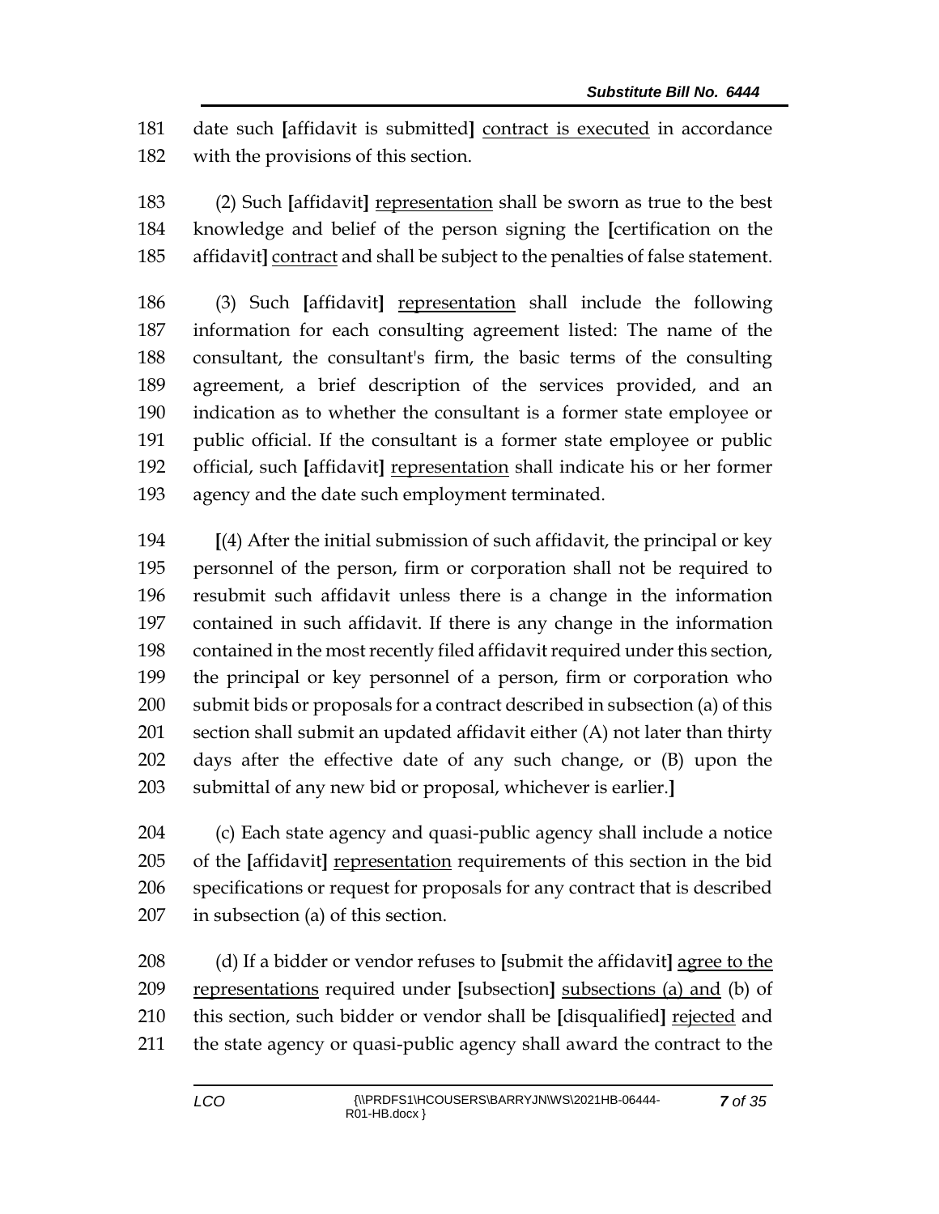181 date such [affidavit is submitted] <u>contract is executed</u> in accordance
182 with the provisions of this section.

183 (2) Such [affidavit] <u>representation</u> shall be sworn as true to the best
184 knowledge and belief of the person signing the [certification on the
185 affidavit] <u>contract</u> and shall be subject to the penalties of false statement.

186 (3) Such [affidavit] <u>representation</u> shall include the following
187 information for each consulting agreement listed: The name of the
188 consultant, the consultant's firm, the basic terms of the consulting
189 agreement, a brief description of the services provided, and an
190 indication as to whether the consultant is a former state employee or
191 public official. If the consultant is a former state employee or public
192 official, such [affidavit] <u>representation</u> shall indicate his or her former
193 agency and the date such employment terminated.

194 [(4) After the initial submission of such affidavit, the principal or key
195 personnel of the person, firm or corporation shall not be required to
196 resubmit such affidavit unless there is a change in the information
197 contained in such affidavit. If there is any change in the information
198 contained in the most recently filed affidavit required under this section,
199 the principal or key personnel of a person, firm or corporation who
200 submit bids or proposals for a contract described in subsection (a) of this
201 section shall submit an updated affidavit either (A) not later than thirty
202 days after the effective date of any such change, or (B) upon the
203 submittal of any new bid or proposal, whichever is earlier.]

204 (c) Each state agency and quasi-public agency shall include a notice
205 of the [affidavit] <u>representation</u> requirements of this section in the bid
206 specifications or request for proposals for any contract that is described
207 in subsection (a) of this section.

208 (d) If a bidder or vendor refuses to [submit the affidavit] <u>agree to the</u>
209 <u>representations</u> required under [subsection] <u>subsections (a) and</u> (b) of
210 this section, such bidder or vendor shall be [disqualified] <u>rejected</u> and
211 the state agency or quasi-public agency shall award the contract to the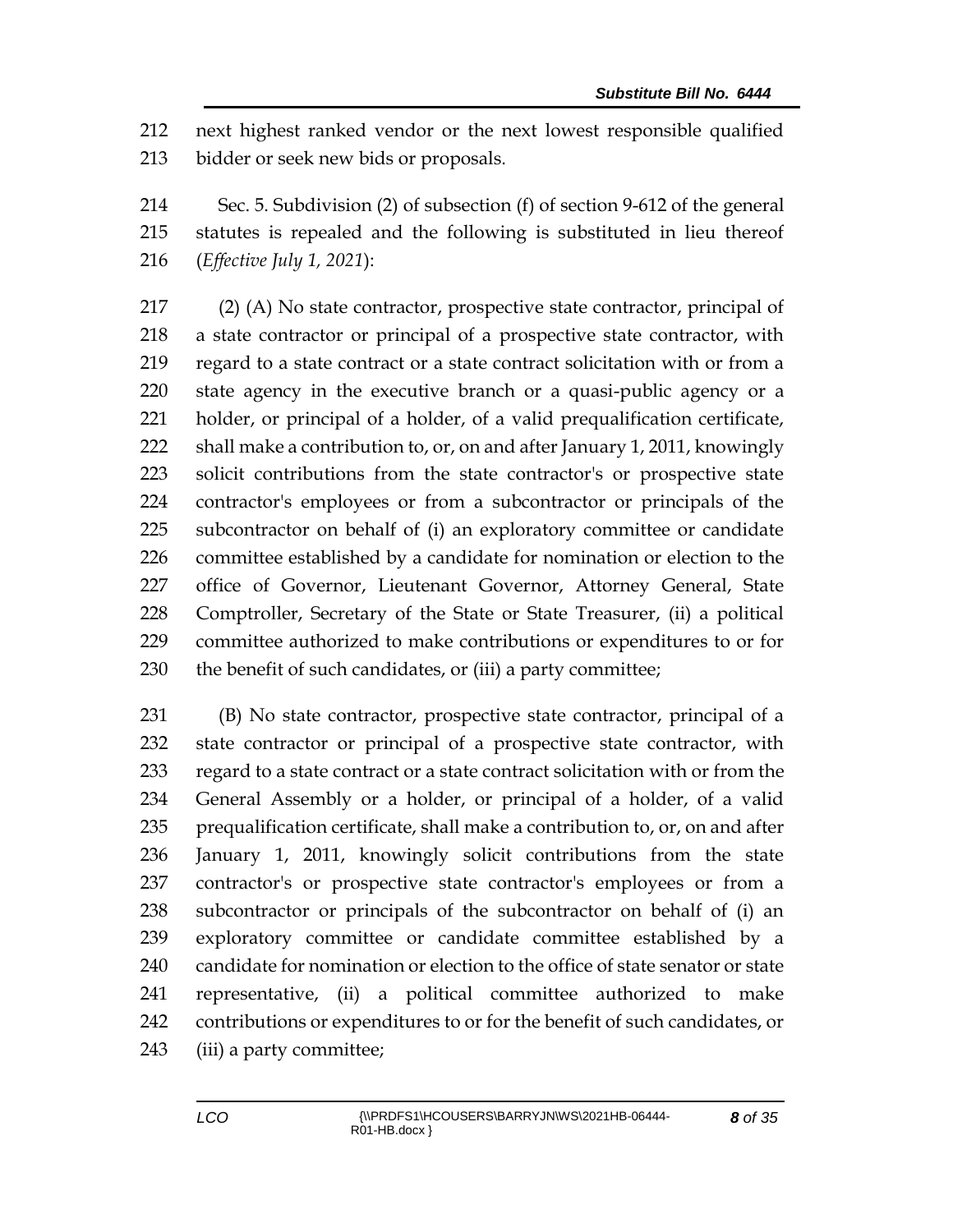next highest ranked vendor or the next lowest responsible qualified bidder or seek new bids or proposals.

Sec. 5. Subdivision (2) of subsection (f) of section 9-612 of the general statutes is repealed and the following is substituted in lieu thereof (*Effective July 1, 2021*):

(2) (A) No state contractor, prospective state contractor, principal of a state contractor or principal of a prospective state contractor, with regard to a state contract or a state contract solicitation with or from a state agency in the executive branch or a quasi-public agency or a holder, or principal of a holder, of a valid prequalification certificate, shall make a contribution to, or, on and after January 1, 2011, knowingly solicit contributions from the state contractor's or prospective state contractor's employees or from a subcontractor or principals of the subcontractor on behalf of (i) an exploratory committee or candidate committee established by a candidate for nomination or election to the office of Governor, Lieutenant Governor, Attorney General, State Comptroller, Secretary of the State or State Treasurer, (ii) a political committee authorized to make contributions or expenditures to or for the benefit of such candidates, or (iii) a party committee;

(B) No state contractor, prospective state contractor, principal of a state contractor or principal of a prospective state contractor, with regard to a state contract or a state contract solicitation with or from the General Assembly or a holder, or principal of a holder, of a valid prequalification certificate, shall make a contribution to, or, on and after January 1, 2011, knowingly solicit contributions from the state contractor's or prospective state contractor's employees or from a subcontractor or principals of the subcontractor on behalf of (i) an exploratory committee or candidate committee established by a candidate for nomination or election to the office of state senator or state representative, (ii) a political committee authorized to make contributions or expenditures to or for the benefit of such candidates, or (iii) a party committee;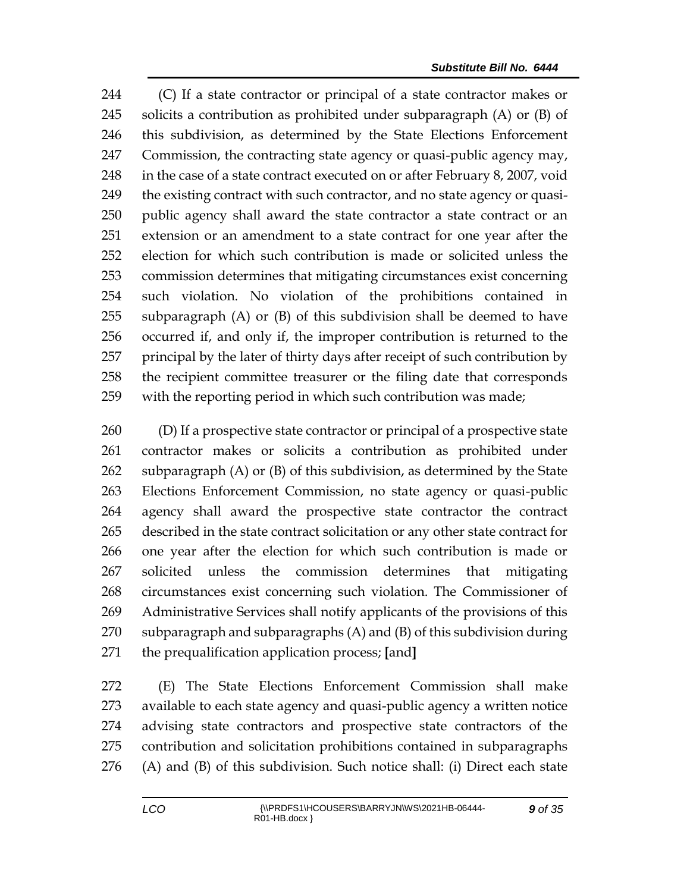(C) If a state contractor or principal of a state contractor makes or solicits a contribution as prohibited under subparagraph (A) or (B) of this subdivision, as determined by the State Elections Enforcement Commission, the contracting state agency or quasi-public agency may, in the case of a state contract executed on or after February 8, 2007, void the existing contract with such contractor, and no state agency or quasi-public agency shall award the state contractor a state contract or an extension or an amendment to a state contract for one year after the election for which such contribution is made or solicited unless the commission determines that mitigating circumstances exist concerning such violation. No violation of the prohibitions contained in subparagraph (A) or (B) of this subdivision shall be deemed to have occurred if, and only if, the improper contribution is returned to the principal by the later of thirty days after receipt of such contribution by the recipient committee treasurer or the filing date that corresponds with the reporting period in which such contribution was made;

(D) If a prospective state contractor or principal of a prospective state contractor makes or solicits a contribution as prohibited under subparagraph (A) or (B) of this subdivision, as determined by the State Elections Enforcement Commission, no state agency or quasi-public agency shall award the prospective state contractor the contract described in the state contract solicitation or any other state contract for one year after the election for which such contribution is made or solicited unless the commission determines that mitigating circumstances exist concerning such violation. The Commissioner of Administrative Services shall notify applicants of the provisions of this subparagraph and subparagraphs (A) and (B) of this subdivision during the prequalification application process; **[**and**]**

(E) The State Elections Enforcement Commission shall make available to each state agency and quasi-public agency a written notice advising state contractors and prospective state contractors of the contribution and solicitation prohibitions contained in subparagraphs (A) and (B) of this subdivision. Such notice shall: (i) Direct each state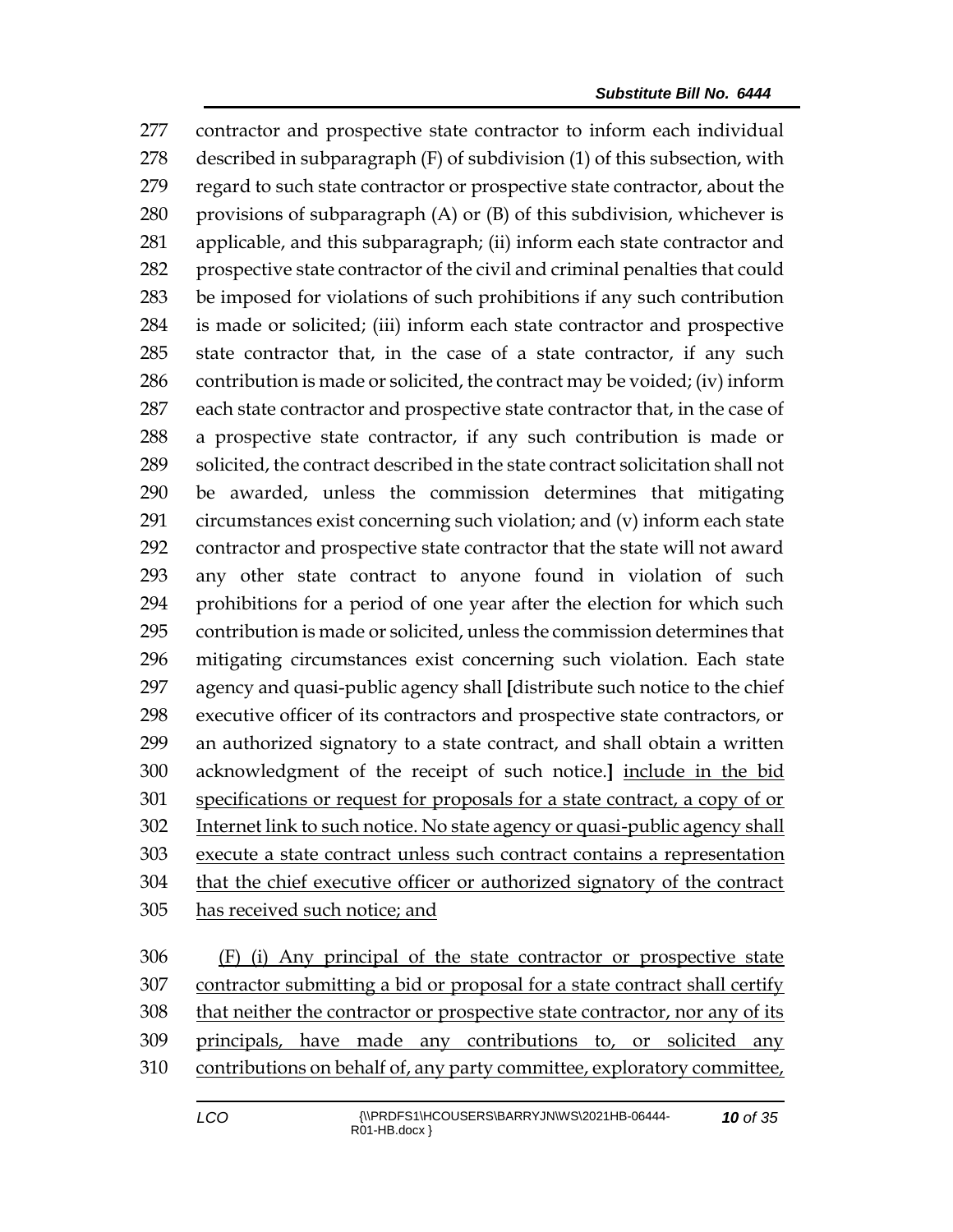contractor and prospective state contractor to inform each individual described in subparagraph (F) of subdivision (1) of this subsection, with regard to such state contractor or prospective state contractor, about the provisions of subparagraph (A) or (B) of this subdivision, whichever is applicable, and this subparagraph; (ii) inform each state contractor and prospective state contractor of the civil and criminal penalties that could be imposed for violations of such prohibitions if any such contribution is made or solicited; (iii) inform each state contractor and prospective state contractor that, in the case of a state contractor, if any such contribution is made or solicited, the contract may be voided; (iv) inform each state contractor and prospective state contractor that, in the case of a prospective state contractor, if any such contribution is made or solicited, the contract described in the state contract solicitation shall not be awarded, unless the commission determines that mitigating circumstances exist concerning such violation; and (v) inform each state contractor and prospective state contractor that the state will not award any other state contract to anyone found in violation of such prohibitions for a period of one year after the election for which such contribution is made or solicited, unless the commission determines that mitigating circumstances exist concerning such violation. Each state agency and quasi-public agency shall [distribute such notice to the chief executive officer of its contractors and prospective state contractors, or an authorized signatory to a state contract, and shall obtain a written acknowledgment of the receipt of such notice.] <u>include in the bid specifications or request for proposals for a state contract, a copy of or Internet link to such notice. No state agency or quasi-public agency shall execute a state contract unless such contract contains a representation that the chief executive officer or authorized signatory of the contract has received such notice; and</u>

<u>(F) (i) Any principal of the state contractor or prospective state contractor submitting a bid or proposal for a state contract shall certify that neither the contractor or prospective state contractor, nor any of its principals, have made any contributions to, or solicited any contributions on behalf of, any party committee, exploratory committee,</u>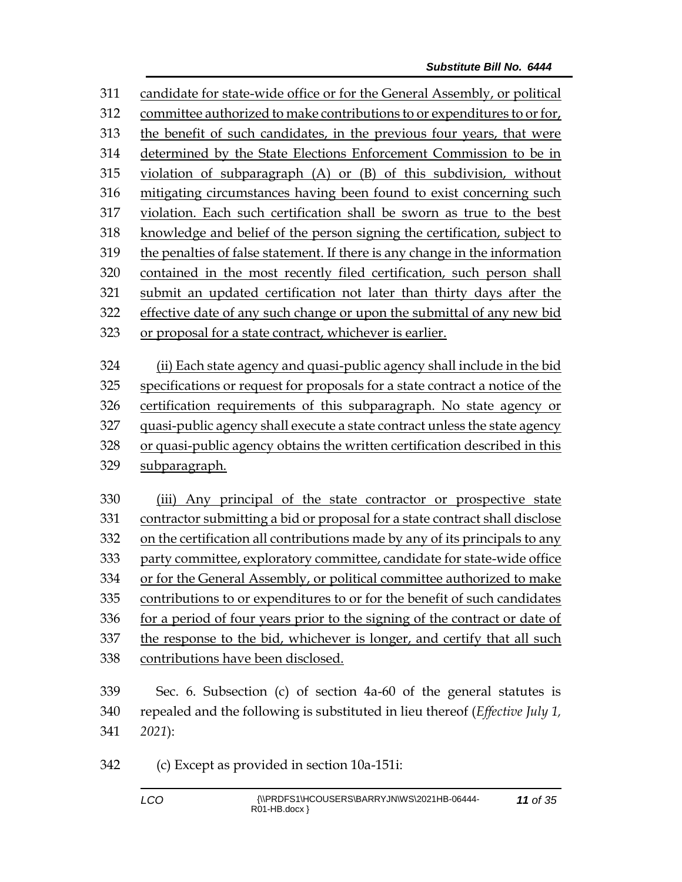candidate for state-wide office or for the General Assembly, or political committee authorized to make contributions to or expenditures to or for, the benefit of such candidates, in the previous four years, that were determined by the State Elections Enforcement Commission to be in violation of subparagraph (A) or (B) of this subdivision, without mitigating circumstances having been found to exist concerning such violation. Each such certification shall be sworn as true to the best knowledge and belief of the person signing the certification, subject to the penalties of false statement. If there is any change in the information contained in the most recently filed certification, such person shall submit an updated certification not later than thirty days after the effective date of any such change or upon the submittal of any new bid or proposal for a state contract, whichever is earlier.

(ii) Each state agency and quasi-public agency shall include in the bid specifications or request for proposals for a state contract a notice of the certification requirements of this subparagraph. No state agency or quasi-public agency shall execute a state contract unless the state agency or quasi-public agency obtains the written certification described in this subparagraph.

(iii) Any principal of the state contractor or prospective state contractor submitting a bid or proposal for a state contract shall disclose on the certification all contributions made by any of its principals to any party committee, exploratory committee, candidate for state-wide office or for the General Assembly, or political committee authorized to make contributions to or expenditures to or for the benefit of such candidates for a period of four years prior to the signing of the contract or date of the response to the bid, whichever is longer, and certify that all such contributions have been disclosed.

Sec. 6. Subsection (c) of section 4a-60 of the general statutes is repealed and the following is substituted in lieu thereof (*Effective July 1, 2021*):

(c) Except as provided in section 10a-151i: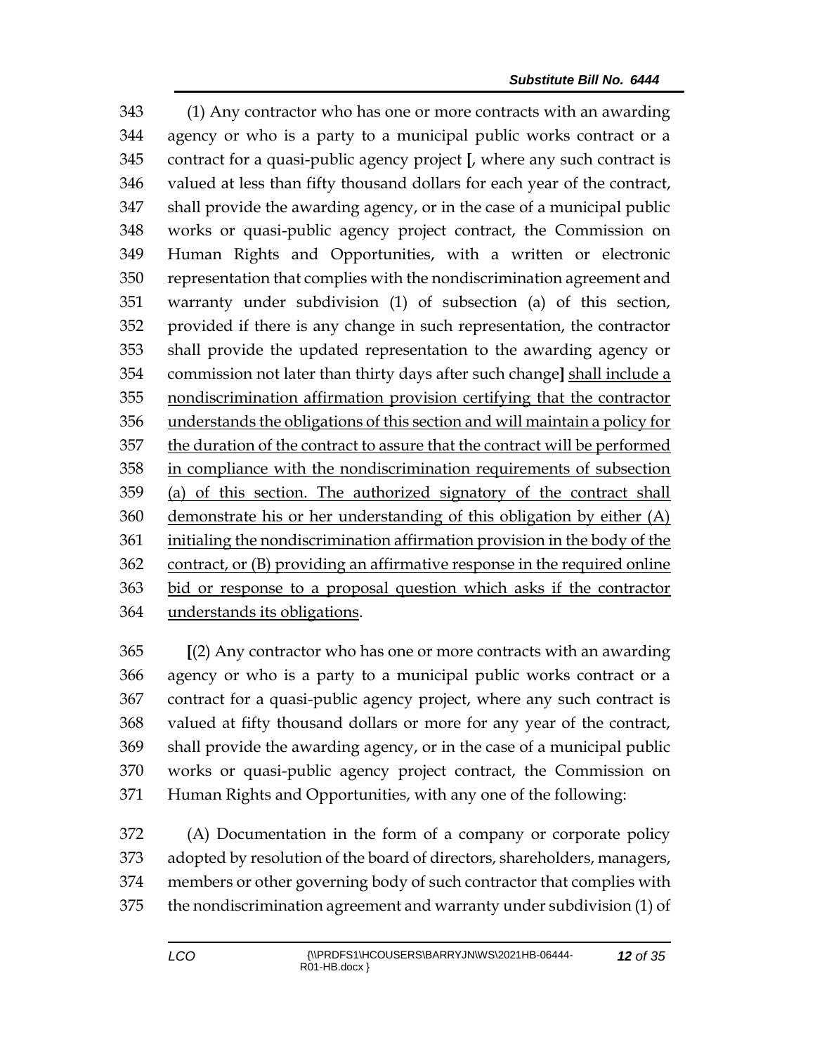(1) Any contractor who has one or more contracts with an awarding agency or who is a party to a municipal public works contract or a contract for a quasi-public agency project [, where any such contract is valued at less than fifty thousand dollars for each year of the contract, shall provide the awarding agency, or in the case of a municipal public works or quasi-public agency project contract, the Commission on Human Rights and Opportunities, with a written or electronic representation that complies with the nondiscrimination agreement and warranty under subdivision (1) of subsection (a) of this section, provided if there is any change in such representation, the contractor shall provide the updated representation to the awarding agency or commission not later than thirty days after such change] <u>shall include a nondiscrimination affirmation provision certifying that the contractor understands the obligations of this section and will maintain a policy for the duration of the contract to assure that the contract will be performed in compliance with the nondiscrimination requirements of subsection (a) of this section. The authorized signatory of the contract shall demonstrate his or her understanding of this obligation by either (A) initialing the nondiscrimination affirmation provision in the body of the contract, or (B) providing an affirmative response in the required online bid or response to a proposal question which asks if the contractor understands its obligations</u>.

[(2) Any contractor who has one or more contracts with an awarding agency or who is a party to a municipal public works contract or a contract for a quasi-public agency project, where any such contract is valued at fifty thousand dollars or more for any year of the contract, shall provide the awarding agency, or in the case of a municipal public works or quasi-public agency project contract, the Commission on Human Rights and Opportunities, with any one of the following:

(A) Documentation in the form of a company or corporate policy adopted by resolution of the board of directors, shareholders, managers, members or other governing body of such contractor that complies with the nondiscrimination agreement and warranty under subdivision (1) of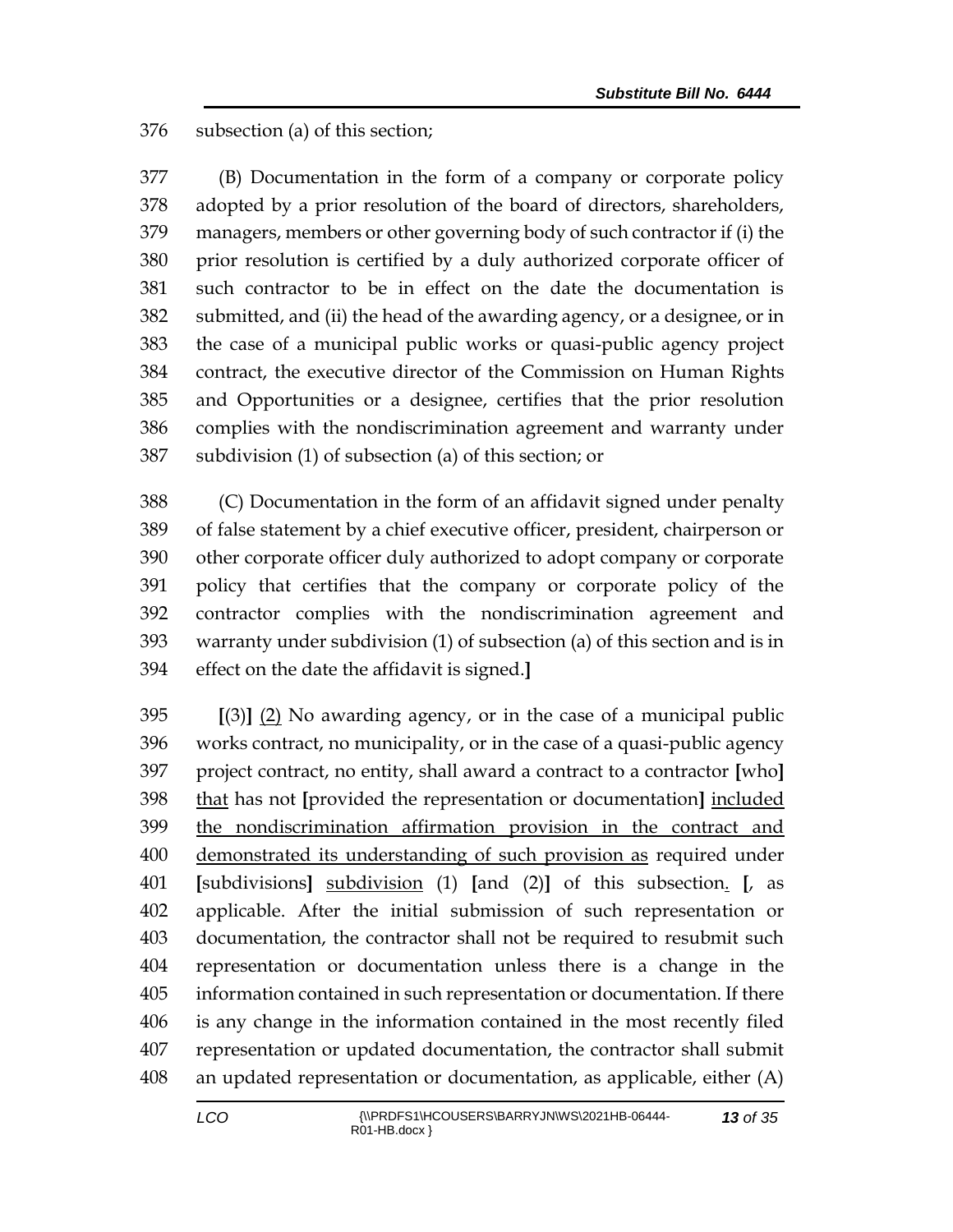subsection (a) of this section;

(B) Documentation in the form of a company or corporate policy adopted by a prior resolution of the board of directors, shareholders, managers, members or other governing body of such contractor if (i) the prior resolution is certified by a duly authorized corporate officer of such contractor to be in effect on the date the documentation is submitted, and (ii) the head of the awarding agency, or a designee, or in the case of a municipal public works or quasi-public agency project contract, the executive director of the Commission on Human Rights and Opportunities or a designee, certifies that the prior resolution complies with the nondiscrimination agreement and warranty under subdivision (1) of subsection (a) of this section; or

(C) Documentation in the form of an affidavit signed under penalty of false statement by a chief executive officer, president, chairperson or other corporate officer duly authorized to adopt company or corporate policy that certifies that the company or corporate policy of the contractor complies with the nondiscrimination agreement and warranty under subdivision (1) of subsection (a) of this section and is in effect on the date the affidavit is signed.]

[(3)] <u>(2)</u> No awarding agency, or in the case of a municipal public works contract, no municipality, or in the case of a quasi-public agency project contract, no entity, shall award a contract to a contractor [who] <u>that</u> has not [provided the representation or documentation] <u>included the nondiscrimination affirmation provision in the contract and demonstrated its understanding of such provision as</u> required under [subdivisions] <u>subdivision</u> (1) [and (2)] of this subsection<u>.</u> [, as applicable. After the initial submission of such representation or documentation, the contractor shall not be required to resubmit such representation or documentation unless there is a change in the information contained in such representation or documentation. If there is any change in the information contained in the most recently filed representation or updated documentation, the contractor shall submit an updated representation or documentation, as applicable, either (A)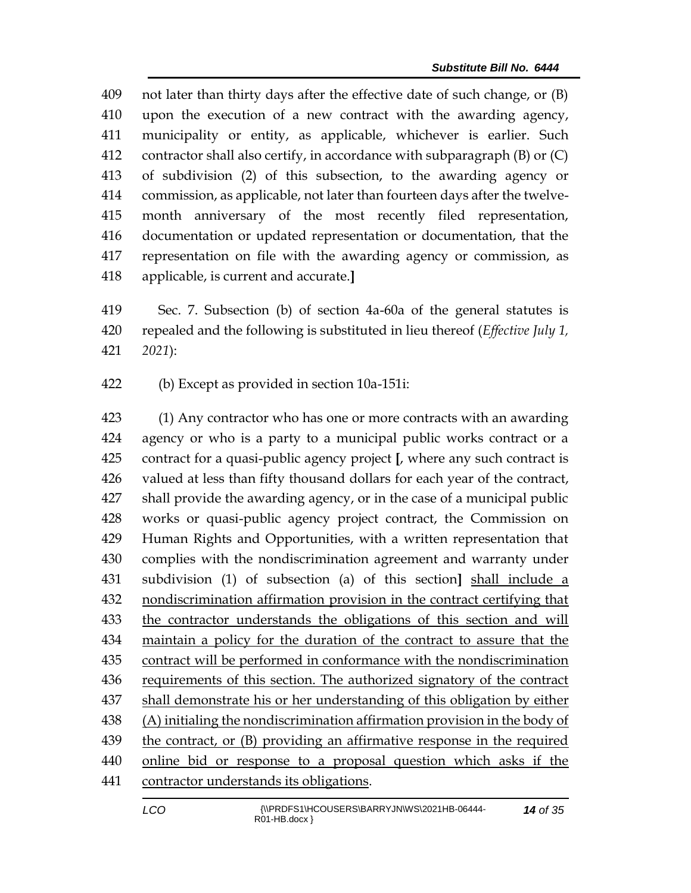409 not later than thirty days after the effective date of such change, or (B)
410 upon the execution of a new contract with the awarding agency,
411 municipality or entity, as applicable, whichever is earlier. Such
412 contractor shall also certify, in accordance with subparagraph (B) or (C)
413 of subdivision (2) of this subsection, to the awarding agency or
414 commission, as applicable, not later than fourteen days after the twelve-
415 month anniversary of the most recently filed representation,
416 documentation or updated representation or documentation, that the
417 representation on file with the awarding agency or commission, as
418 applicable, is current and accurate.**]**

419 Sec. 7. Subsection (b) of section 4a-60a of the general statutes is
420 repealed and the following is substituted in lieu thereof (*Effective July 1,*
421 *2021*):

422 (b) Except as provided in section 10a-151i:

423 (1) Any contractor who has one or more contracts with an awarding
424 agency or who is a party to a municipal public works contract or a
425 contract for a quasi-public agency project **[**, where any such contract is
426 valued at less than fifty thousand dollars for each year of the contract,
427 shall provide the awarding agency, or in the case of a municipal public
428 works or quasi-public agency project contract, the Commission on
429 Human Rights and Opportunities, with a written representation that
430 complies with the nondiscrimination agreement and warranty under
431 subdivision (1) of subsection (a) of this section**]** <u>shall include a</u>
432 <u>nondiscrimination affirmation provision in the contract certifying that</u>
433 <u>the contractor understands the obligations of this section and will</u>
434 <u>maintain a policy for the duration of the contract to assure that the</u>
435 <u>contract will be performed in conformance with the nondiscrimination</u>
436 <u>requirements of this section. The authorized signatory of the contract</u>
437 <u>shall demonstrate his or her understanding of this obligation by either</u>
438 <u>(A) initialing the nondiscrimination affirmation provision in the body of</u>
439 <u>the contract, or (B) providing an affirmative response in the required</u>
440 <u>online bid or response to a proposal question which asks if the</u>
441 <u>contractor understands its obligations</u>.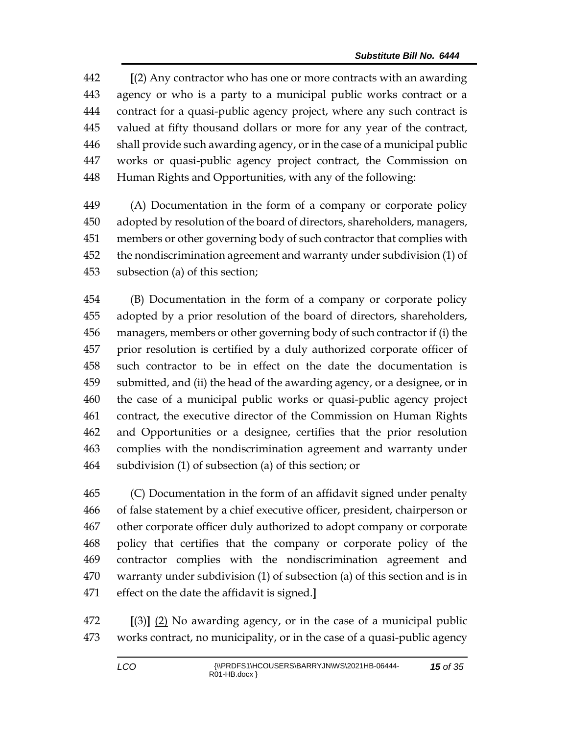442 **[**(2) Any contractor who has one or more contracts with an awarding
443 agency or who is a party to a municipal public works contract or a
444 contract for a quasi-public agency project, where any such contract is
445 valued at fifty thousand dollars or more for any year of the contract,
446 shall provide such awarding agency, or in the case of a municipal public
447 works or quasi-public agency project contract, the Commission on
448 Human Rights and Opportunities, with any of the following:

449 (A) Documentation in the form of a company or corporate policy
450 adopted by resolution of the board of directors, shareholders, managers,
451 members or other governing body of such contractor that complies with
452 the nondiscrimination agreement and warranty under subdivision (1) of
453 subsection (a) of this section;

454 (B) Documentation in the form of a company or corporate policy
455 adopted by a prior resolution of the board of directors, shareholders,
456 managers, members or other governing body of such contractor if (i) the
457 prior resolution is certified by a duly authorized corporate officer of
458 such contractor to be in effect on the date the documentation is
459 submitted, and (ii) the head of the awarding agency, or a designee, or in
460 the case of a municipal public works or quasi-public agency project
461 contract, the executive director of the Commission on Human Rights
462 and Opportunities or a designee, certifies that the prior resolution
463 complies with the nondiscrimination agreement and warranty under
464 subdivision (1) of subsection (a) of this section; or

465 (C) Documentation in the form of an affidavit signed under penalty
466 of false statement by a chief executive officer, president, chairperson or
467 other corporate officer duly authorized to adopt company or corporate
468 policy that certifies that the company or corporate policy of the
469 contractor complies with the nondiscrimination agreement and
470 warranty under subdivision (1) of subsection (a) of this section and is in
471 effect on the date the affidavit is signed.**]**

472 **[**(3)**]** <u>(2)</u> No awarding agency, or in the case of a municipal public
473 works contract, no municipality, or in the case of a quasi-public agency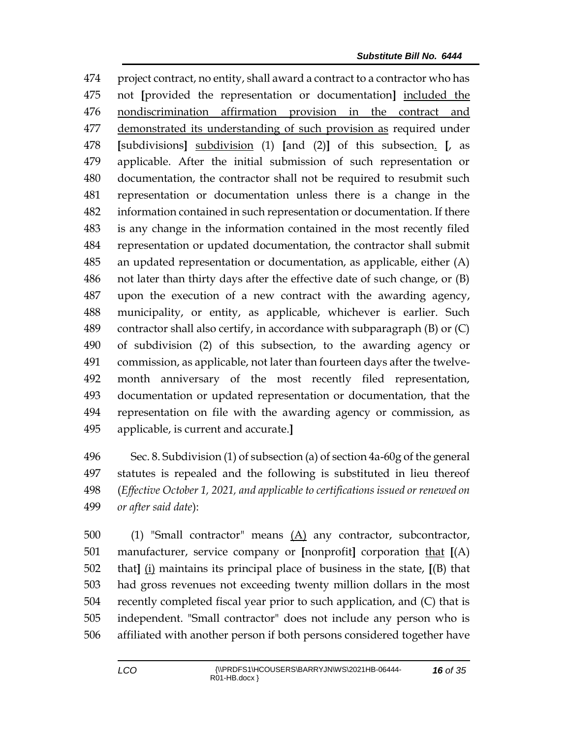project contract, no entity, shall award a contract to a contractor who has not **[**provided the representation or documentation**]** <u>included the nondiscrimination affirmation provision in the contract and demonstrated its understanding of such provision as</u> required under **[**subdivisions**]** <u>subdivision</u> (1) **[**and (2)**]** of this subsection<u>.</u> **[**, as applicable. After the initial submission of such representation or documentation, the contractor shall not be required to resubmit such representation or documentation unless there is a change in the information contained in such representation or documentation. If there is any change in the information contained in the most recently filed representation or updated documentation, the contractor shall submit an updated representation or documentation, as applicable, either (A) not later than thirty days after the effective date of such change, or (B) upon the execution of a new contract with the awarding agency, municipality, or entity, as applicable, whichever is earlier. Such contractor shall also certify, in accordance with subparagraph (B) or (C) of subdivision (2) of this subsection, to the awarding agency or commission, as applicable, not later than fourteen days after the twelve-month anniversary of the most recently filed representation, documentation or updated representation or documentation, that the representation on file with the awarding agency or commission, as applicable, is current and accurate.**]**

Sec. 8. Subdivision (1) of subsection (a) of section 4a-60g of the general statutes is repealed and the following is substituted in lieu thereof (*Effective October 1, 2021, and applicable to certifications issued or renewed on or after said date*):

(1) "Small contractor" means <u>(A)</u> any contractor, subcontractor, manufacturer, service company or **[**nonprofit**]** corporation <u>that</u> **[**(A) that**]** <u>(i)</u> maintains its principal place of business in the state, **[**(B) that had gross revenues not exceeding twenty million dollars in the most recently completed fiscal year prior to such application, and (C) that is independent. "Small contractor" does not include any person who is affiliated with another person if both persons considered together have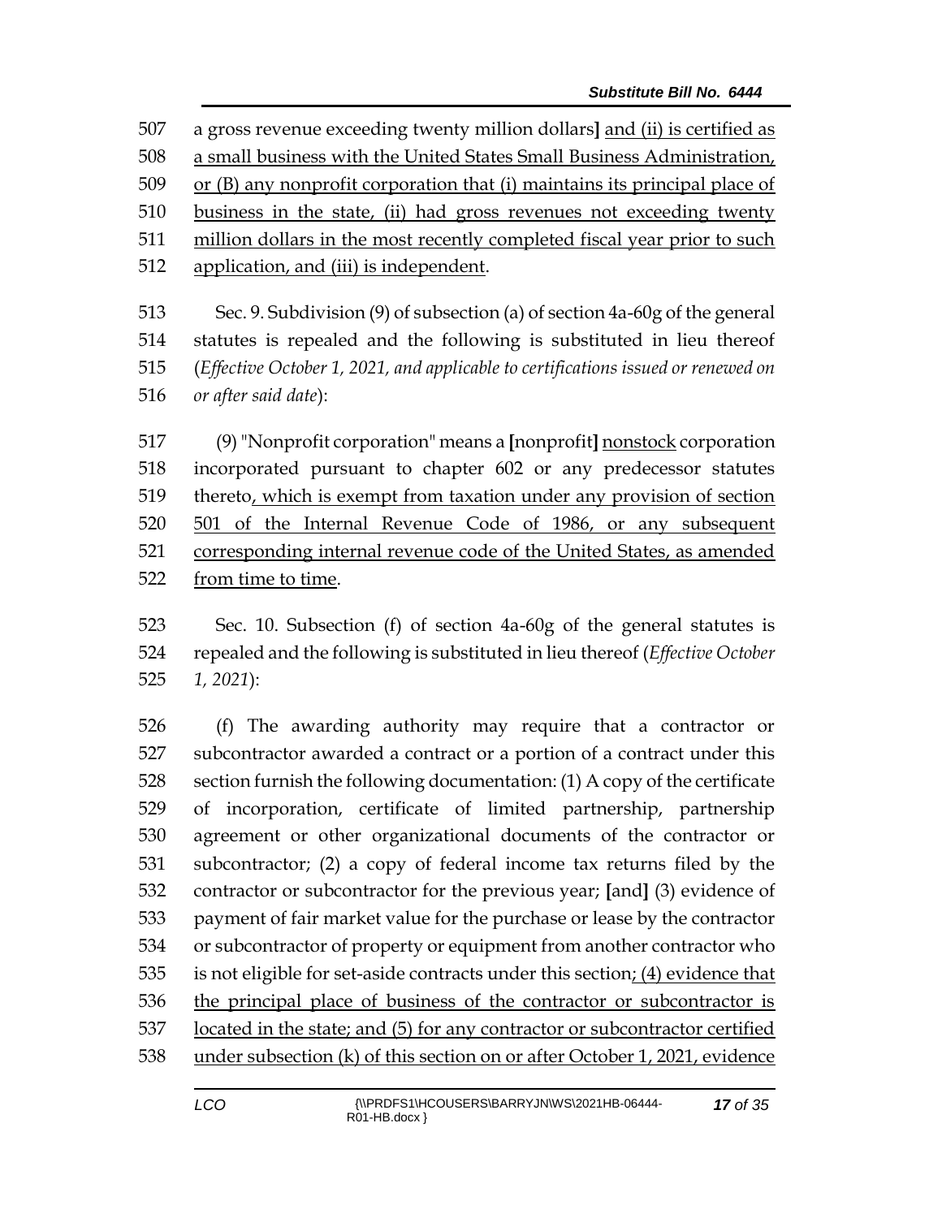507 a gross revenue exceeding twenty million dollars**]** and (ii) is certified as
508 a small business with the United States Small Business Administration,
509 or (B) any nonprofit corporation that (i) maintains its principal place of
510 business in the state, (ii) had gross revenues not exceeding twenty
511 million dollars in the most recently completed fiscal year prior to such
512 application, and (iii) is independent.

513 Sec. 9. Subdivision (9) of subsection (a) of section 4a-60g of the general
514 statutes is repealed and the following is substituted in lieu thereof
515 (*Effective October 1, 2021, and applicable to certifications issued or renewed on*
516 *or after said date*):

517 (9) "Nonprofit corporation" means a **[**nonprofit**]** nonstock corporation
518 incorporated pursuant to chapter 602 or any predecessor statutes
519 thereto, which is exempt from taxation under any provision of section
520 501 of the Internal Revenue Code of 1986, or any subsequent
521 corresponding internal revenue code of the United States, as amended
522 from time to time.

523 Sec. 10. Subsection (f) of section 4a-60g of the general statutes is
524 repealed and the following is substituted in lieu thereof (*Effective October*
525 *1, 2021*):

526 (f) The awarding authority may require that a contractor or
527 subcontractor awarded a contract or a portion of a contract under this
528 section furnish the following documentation: (1) A copy of the certificate
529 of incorporation, certificate of limited partnership, partnership
530 agreement or other organizational documents of the contractor or
531 subcontractor; (2) a copy of federal income tax returns filed by the
532 contractor or subcontractor for the previous year; **[**and**]** (3) evidence of
533 payment of fair market value for the purchase or lease by the contractor
534 or subcontractor of property or equipment from another contractor who
535 is not eligible for set-aside contracts under this section; (4) evidence that
536 the principal place of business of the contractor or subcontractor is
537 located in the state; and (5) for any contractor or subcontractor certified
538 under subsection (k) of this section on or after October 1, 2021, evidence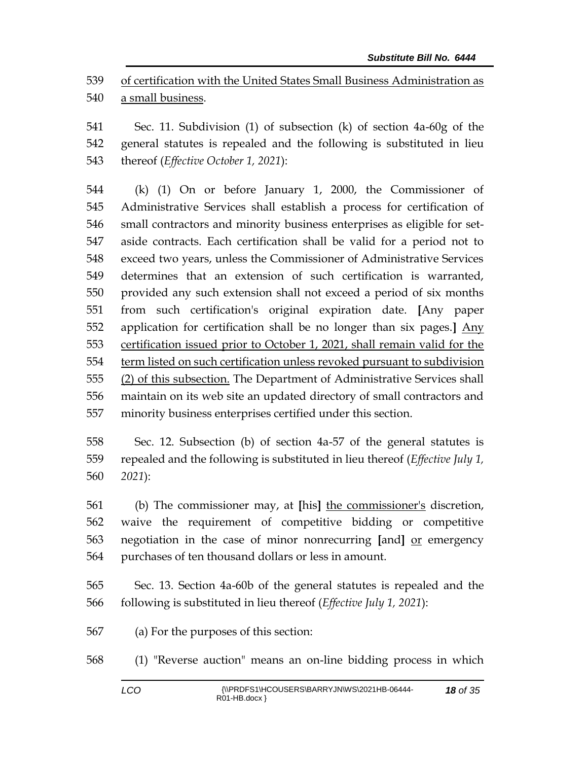of certification with the United States Small Business Administration as a small business.

Sec. 11. Subdivision (1) of subsection (k) of section 4a-60g of the general statutes is repealed and the following is substituted in lieu thereof (*Effective October 1, 2021*):

(k) (1) On or before January 1, 2000, the Commissioner of Administrative Services shall establish a process for certification of small contractors and minority business enterprises as eligible for set-aside contracts. Each certification shall be valid for a period not to exceed two years, unless the Commissioner of Administrative Services determines that an extension of such certification is warranted, provided any such extension shall not exceed a period of six months from such certification's original expiration date. **[**Any paper application for certification shall be no longer than six pages.**]** Any certification issued prior to October 1, 2021, shall remain valid for the term listed on such certification unless revoked pursuant to subdivision (2) of this subsection. The Department of Administrative Services shall maintain on its web site an updated directory of small contractors and minority business enterprises certified under this section.

Sec. 12. Subsection (b) of section 4a-57 of the general statutes is repealed and the following is substituted in lieu thereof (*Effective July 1, 2021*):

(b) The commissioner may, at **[**his**]** the commissioner's discretion, waive the requirement of competitive bidding or competitive negotiation in the case of minor nonrecurring **[**and**]** or emergency purchases of ten thousand dollars or less in amount.

Sec. 13. Section 4a-60b of the general statutes is repealed and the following is substituted in lieu thereof (*Effective July 1, 2021*):

(a) For the purposes of this section:

(1) "Reverse auction" means an on-line bidding process in which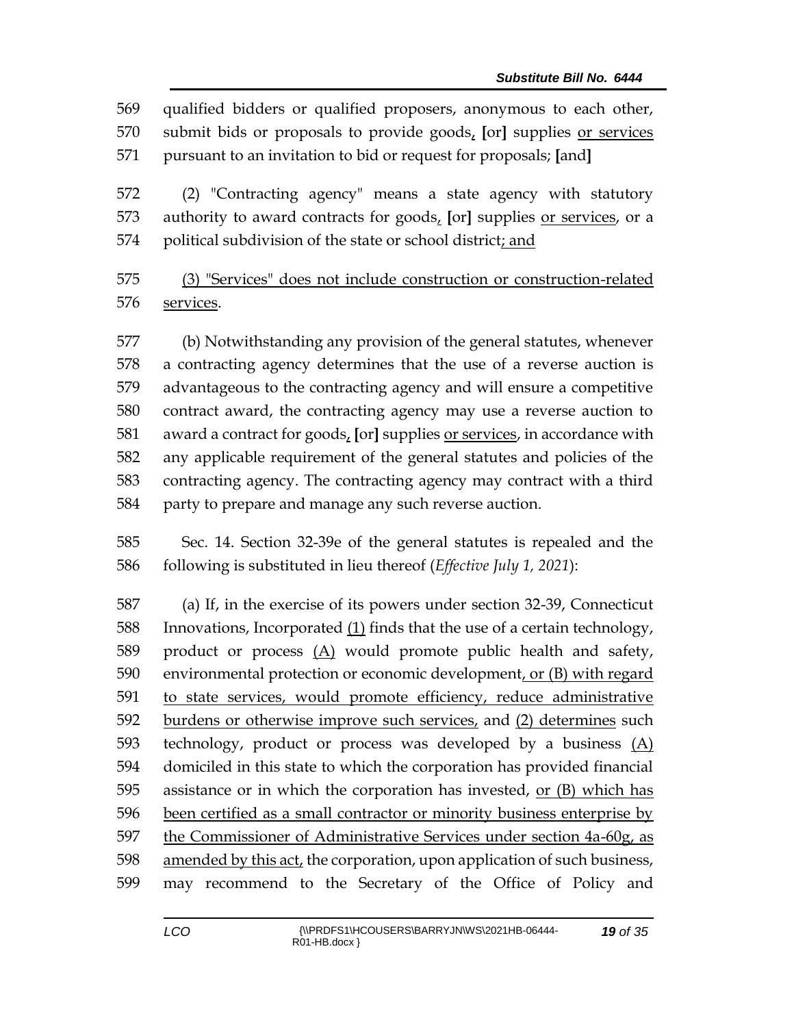569 qualified bidders or qualified proposers, anonymous to each other,
570 submit bids or proposals to provide goods, [or] supplies or services
571 pursuant to an invitation to bid or request for proposals; [and]

572 (2) "Contracting agency" means a state agency with statutory
573 authority to award contracts for goods, [or] supplies or services, or a
574 political subdivision of the state or school district; and

575 (3) "Services" does not include construction or construction-related
576 services.

577 (b) Notwithstanding any provision of the general statutes, whenever
578 a contracting agency determines that the use of a reverse auction is
579 advantageous to the contracting agency and will ensure a competitive
580 contract award, the contracting agency may use a reverse auction to
581 award a contract for goods, [or] supplies or services, in accordance with
582 any applicable requirement of the general statutes and policies of the
583 contracting agency. The contracting agency may contract with a third
584 party to prepare and manage any such reverse auction.

585 Sec. 14. Section 32-39e of the general statutes is repealed and the
586 following is substituted in lieu thereof (*Effective July 1, 2021*):

587 (a) If, in the exercise of its powers under section 32-39, Connecticut
588 Innovations, Incorporated (1) finds that the use of a certain technology,
589 product or process (A) would promote public health and safety,
590 environmental protection or economic development, or (B) with regard
591 to state services, would promote efficiency, reduce administrative
592 burdens or otherwise improve such services, and (2) determines such
593 technology, product or process was developed by a business (A)
594 domiciled in this state to which the corporation has provided financial
595 assistance or in which the corporation has invested, or (B) which has
596 been certified as a small contractor or minority business enterprise by
597 the Commissioner of Administrative Services under section 4a-60g, as
598 amended by this act, the corporation, upon application of such business,
599 may recommend to the Secretary of the Office of Policy and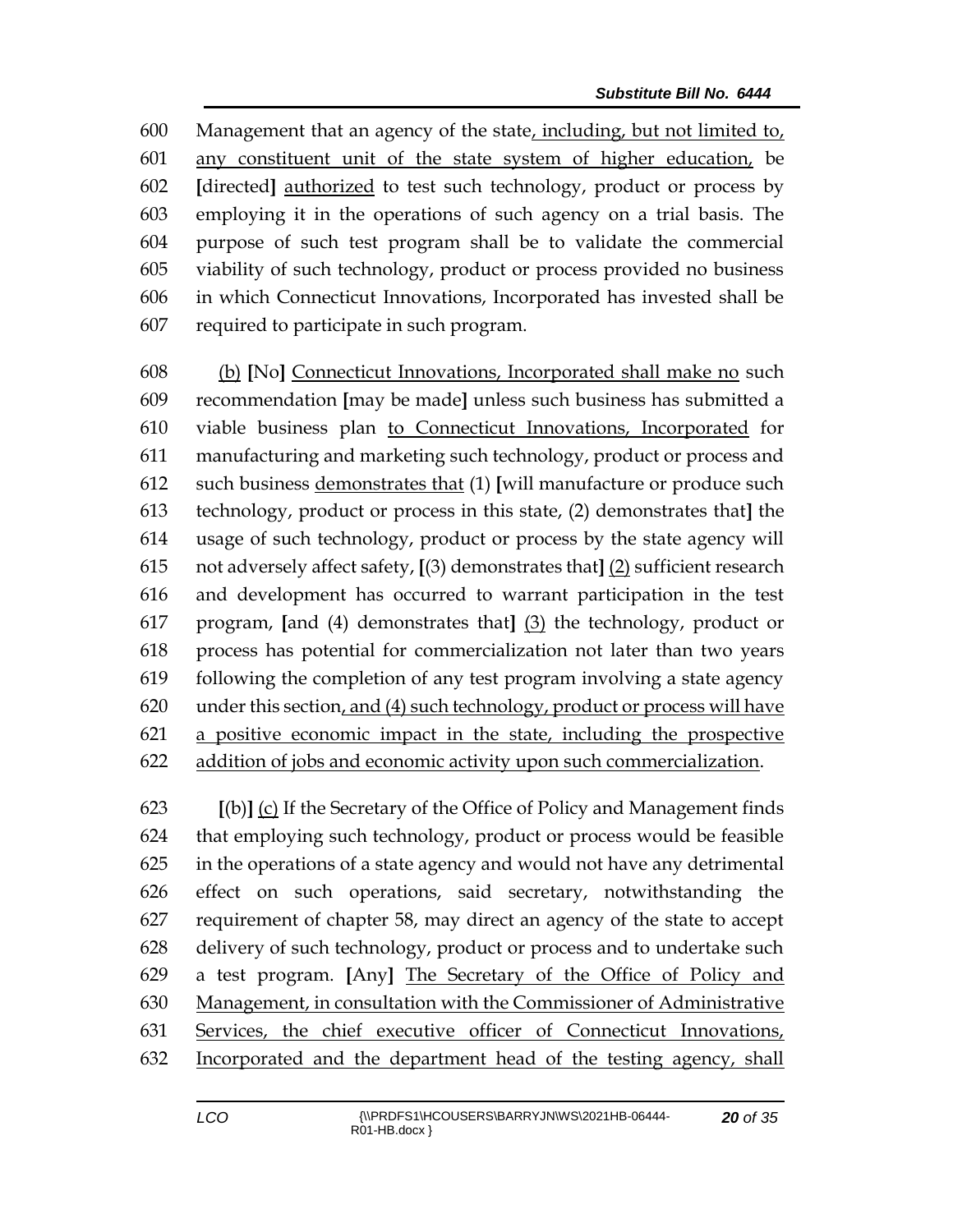600 Management that an agency of the state, including, but not limited to,
601 any constituent unit of the state system of higher education, be
602 [directed] authorized to test such technology, product or process by
603 employing it in the operations of such agency on a trial basis. The
604 purpose of such test program shall be to validate the commercial
605 viability of such technology, product or process provided no business
606 in which Connecticut Innovations, Incorporated has invested shall be
607 required to participate in such program.

608 (b) [No] Connecticut Innovations, Incorporated shall make no such
609 recommendation [may be made] unless such business has submitted a
610 viable business plan to Connecticut Innovations, Incorporated for
611 manufacturing and marketing such technology, product or process and
612 such business demonstrates that (1) [will manufacture or produce such
613 technology, product or process in this state, (2) demonstrates that] the
614 usage of such technology, product or process by the state agency will
615 not adversely affect safety, [(3) demonstrates that] (2) sufficient research
616 and development has occurred to warrant participation in the test
617 program, [and (4) demonstrates that] (3) the technology, product or
618 process has potential for commercialization not later than two years
619 following the completion of any test program involving a state agency
620 under this section, and (4) such technology, product or process will have
621 a positive economic impact in the state, including the prospective
622 addition of jobs and economic activity upon such commercialization.

623 [(b)] (c) If the Secretary of the Office of Policy and Management finds
624 that employing such technology, product or process would be feasible
625 in the operations of a state agency and would not have any detrimental
626 effect on such operations, said secretary, notwithstanding the
627 requirement of chapter 58, may direct an agency of the state to accept
628 delivery of such technology, product or process and to undertake such
629 a test program. [Any] The Secretary of the Office of Policy and
630 Management, in consultation with the Commissioner of Administrative
631 Services, the chief executive officer of Connecticut Innovations,
632 Incorporated and the department head of the testing agency, shall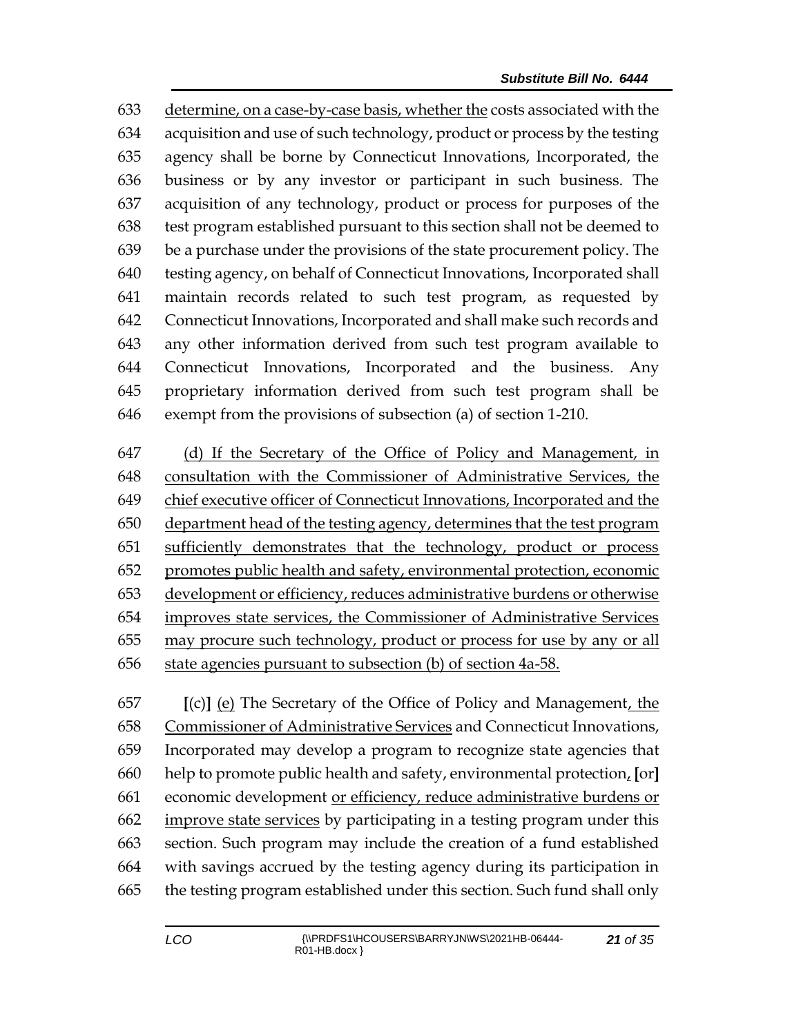633 determine, on a case-by-case basis, whether the costs associated with the
634 acquisition and use of such technology, product or process by the testing
635 agency shall be borne by Connecticut Innovations, Incorporated, the
636 business or by any investor or participant in such business. The
637 acquisition of any technology, product or process for purposes of the
638 test program established pursuant to this section shall not be deemed to
639 be a purchase under the provisions of the state procurement policy. The
640 testing agency, on behalf of Connecticut Innovations, Incorporated shall
641 maintain records related to such test program, as requested by
642 Connecticut Innovations, Incorporated and shall make such records and
643 any other information derived from such test program available to
644 Connecticut Innovations, Incorporated and the business. Any
645 proprietary information derived from such test program shall be
646 exempt from the provisions of subsection (a) of section 1-210.

647 (d) If the Secretary of the Office of Policy and Management, in
648 consultation with the Commissioner of Administrative Services, the
649 chief executive officer of Connecticut Innovations, Incorporated and the
650 department head of the testing agency, determines that the test program
651 sufficiently demonstrates that the technology, product or process
652 promotes public health and safety, environmental protection, economic
653 development or efficiency, reduces administrative burdens or otherwise
654 improves state services, the Commissioner of Administrative Services
655 may procure such technology, product or process for use by any or all
656 state agencies pursuant to subsection (b) of section 4a-58.

657 [(c)] (e) The Secretary of the Office of Policy and Management, the
658 Commissioner of Administrative Services and Connecticut Innovations,
659 Incorporated may develop a program to recognize state agencies that
660 help to promote public health and safety, environmental protection, [or]
661 economic development or efficiency, reduce administrative burdens or
662 improve state services by participating in a testing program under this
663 section. Such program may include the creation of a fund established
664 with savings accrued by the testing agency during its participation in
665 the testing program established under this section. Such fund shall only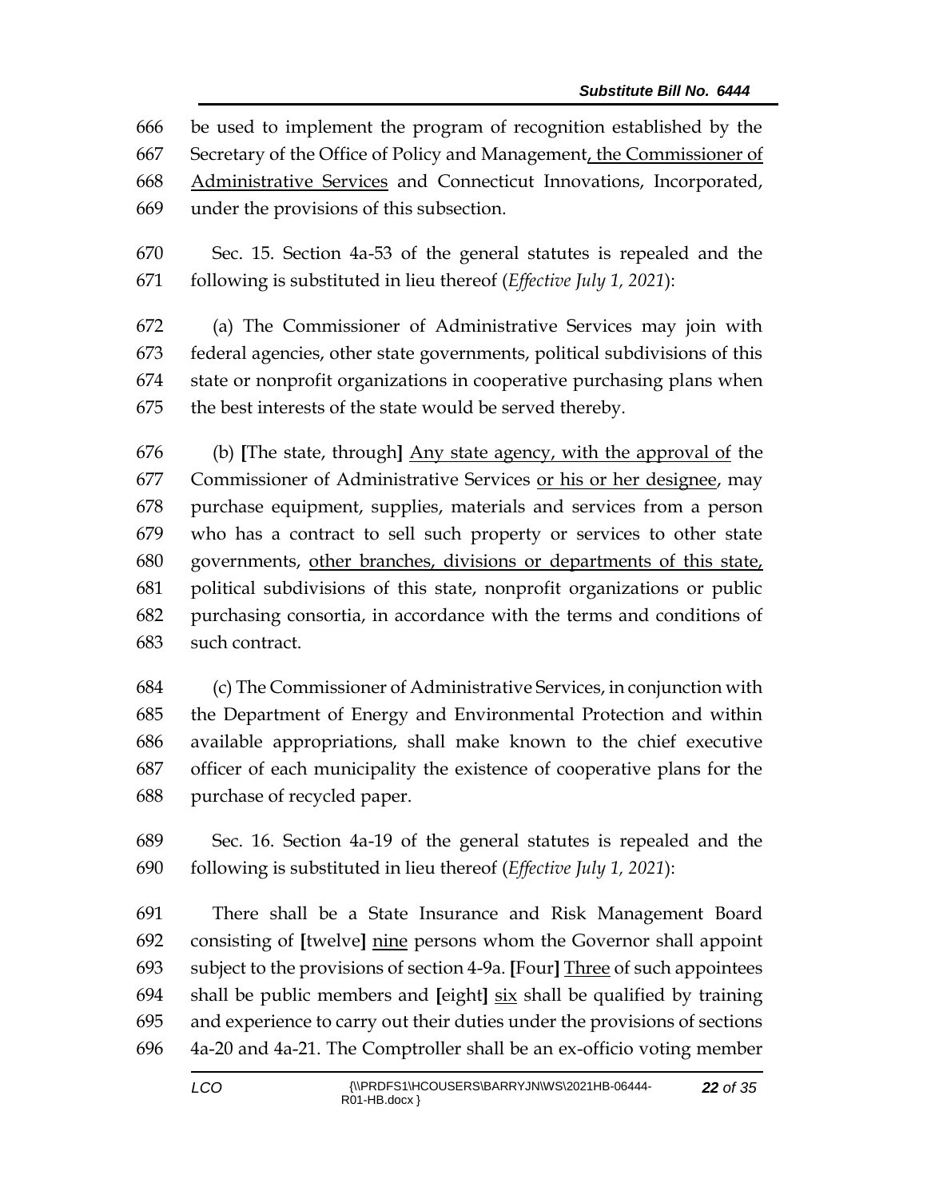be used to implement the program of recognition established by the Secretary of the Office of Policy and Management, the Commissioner of Administrative Services and Connecticut Innovations, Incorporated, under the provisions of this subsection.

Sec. 15. Section 4a-53 of the general statutes is repealed and the following is substituted in lieu thereof (*Effective July 1, 2021*):

(a) The Commissioner of Administrative Services may join with federal agencies, other state governments, political subdivisions of this state or nonprofit organizations in cooperative purchasing plans when the best interests of the state would be served thereby.

(b) [The state, through] Any state agency, with the approval of the Commissioner of Administrative Services or his or her designee, may purchase equipment, supplies, materials and services from a person who has a contract to sell such property or services to other state governments, other branches, divisions or departments of this state, political subdivisions of this state, nonprofit organizations or public purchasing consortia, in accordance with the terms and conditions of such contract.

(c) The Commissioner of Administrative Services, in conjunction with the Department of Energy and Environmental Protection and within available appropriations, shall make known to the chief executive officer of each municipality the existence of cooperative plans for the purchase of recycled paper.

Sec. 16. Section 4a-19 of the general statutes is repealed and the following is substituted in lieu thereof (*Effective July 1, 2021*):

There shall be a State Insurance and Risk Management Board consisting of [twelve] nine persons whom the Governor shall appoint subject to the provisions of section 4-9a. [Four] Three of such appointees shall be public members and [eight] six shall be qualified by training and experience to carry out their duties under the provisions of sections 4a-20 and 4a-21. The Comptroller shall be an ex-officio voting member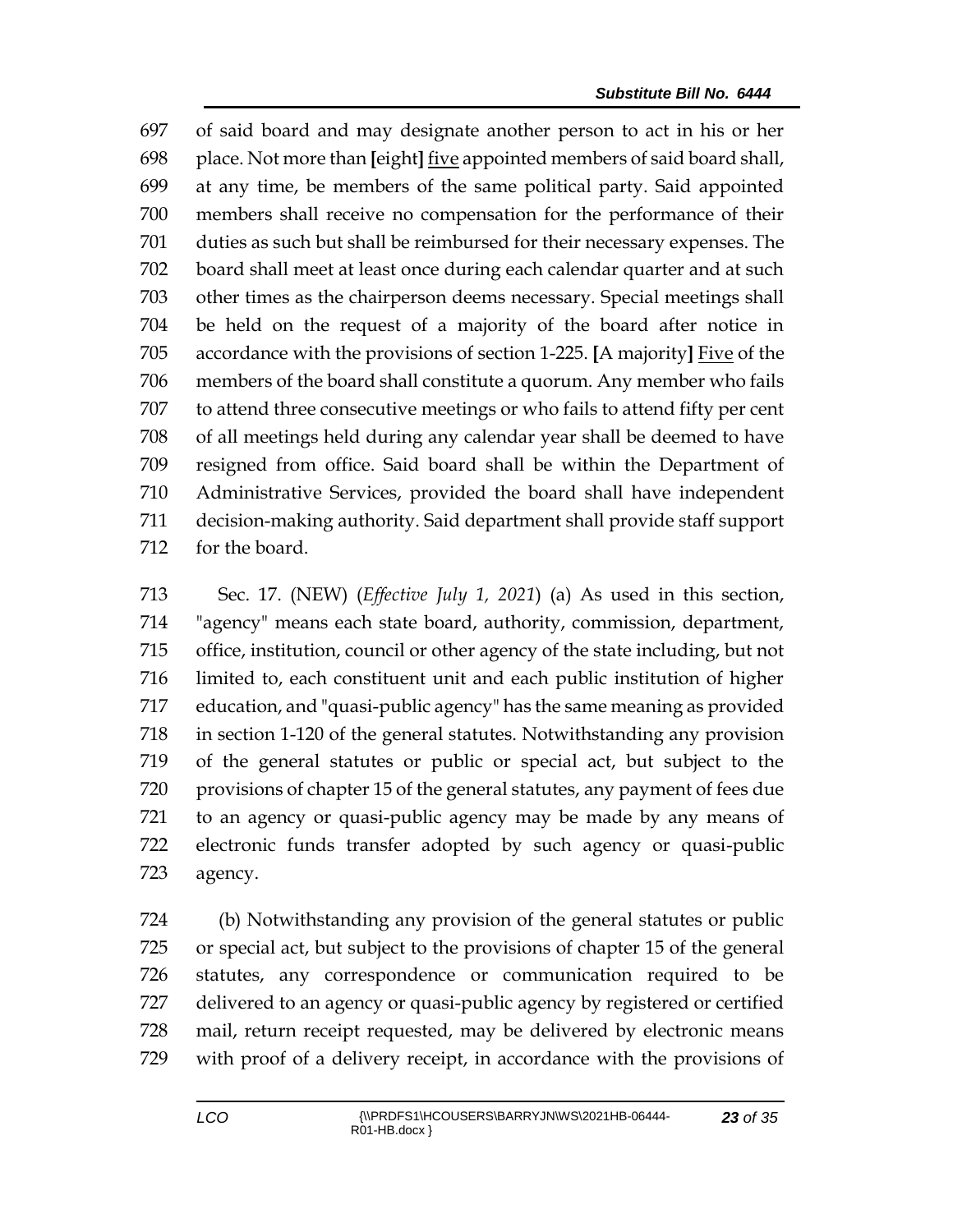of said board and may designate another person to act in his or her place. Not more than [eight] <u>five</u> appointed members of said board shall, at any time, be members of the same political party. Said appointed members shall receive no compensation for the performance of their duties as such but shall be reimbursed for their necessary expenses. The board shall meet at least once during each calendar quarter and at such other times as the chairperson deems necessary. Special meetings shall be held on the request of a majority of the board after notice in accordance with the provisions of section 1-225. [A majority] <u>Five</u> of the members of the board shall constitute a quorum. Any member who fails to attend three consecutive meetings or who fails to attend fifty per cent of all meetings held during any calendar year shall be deemed to have resigned from office. Said board shall be within the Department of Administrative Services, provided the board shall have independent decision-making authority. Said department shall provide staff support for the board.

Sec. 17. (NEW) (*Effective July 1, 2021*) (a) As used in this section, "agency" means each state board, authority, commission, department, office, institution, council or other agency of the state including, but not limited to, each constituent unit and each public institution of higher education, and "quasi-public agency" has the same meaning as provided in section 1-120 of the general statutes. Notwithstanding any provision of the general statutes or public or special act, but subject to the provisions of chapter 15 of the general statutes, any payment of fees due to an agency or quasi-public agency may be made by any means of electronic funds transfer adopted by such agency or quasi-public agency.

(b) Notwithstanding any provision of the general statutes or public or special act, but subject to the provisions of chapter 15 of the general statutes, any correspondence or communication required to be delivered to an agency or quasi-public agency by registered or certified mail, return receipt requested, may be delivered by electronic means with proof of a delivery receipt, in accordance with the provisions of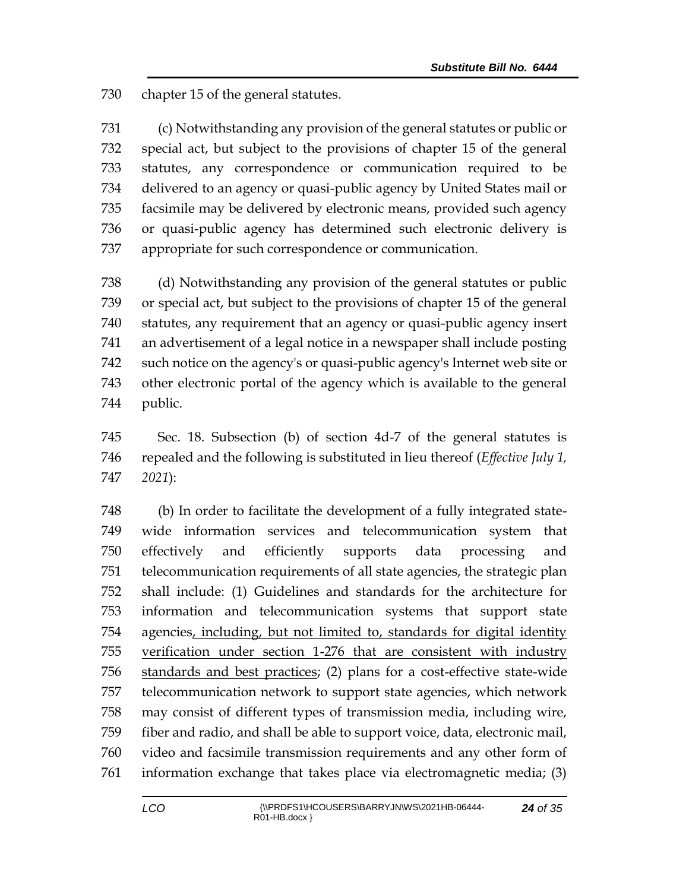chapter 15 of the general statutes.

(c) Notwithstanding any provision of the general statutes or public or special act, but subject to the provisions of chapter 15 of the general statutes, any correspondence or communication required to be delivered to an agency or quasi-public agency by United States mail or facsimile may be delivered by electronic means, provided such agency or quasi-public agency has determined such electronic delivery is appropriate for such correspondence or communication.

(d) Notwithstanding any provision of the general statutes or public or special act, but subject to the provisions of chapter 15 of the general statutes, any requirement that an agency or quasi-public agency insert an advertisement of a legal notice in a newspaper shall include posting such notice on the agency's or quasi-public agency's Internet web site or other electronic portal of the agency which is available to the general public.

Sec. 18. Subsection (b) of section 4d-7 of the general statutes is repealed and the following is substituted in lieu thereof (*Effective July 1, 2021*):

(b) In order to facilitate the development of a fully integrated state-wide information services and telecommunication system that effectively and efficiently supports data processing and telecommunication requirements of all state agencies, the strategic plan shall include: (1) Guidelines and standards for the architecture for information and telecommunication systems that support state agencies, including, but not limited to, standards for digital identity verification under section 1-276 that are consistent with industry standards and best practices; (2) plans for a cost-effective state-wide telecommunication network to support state agencies, which network may consist of different types of transmission media, including wire, fiber and radio, and shall be able to support voice, data, electronic mail, video and facsimile transmission requirements and any other form of information exchange that takes place via electromagnetic media; (3)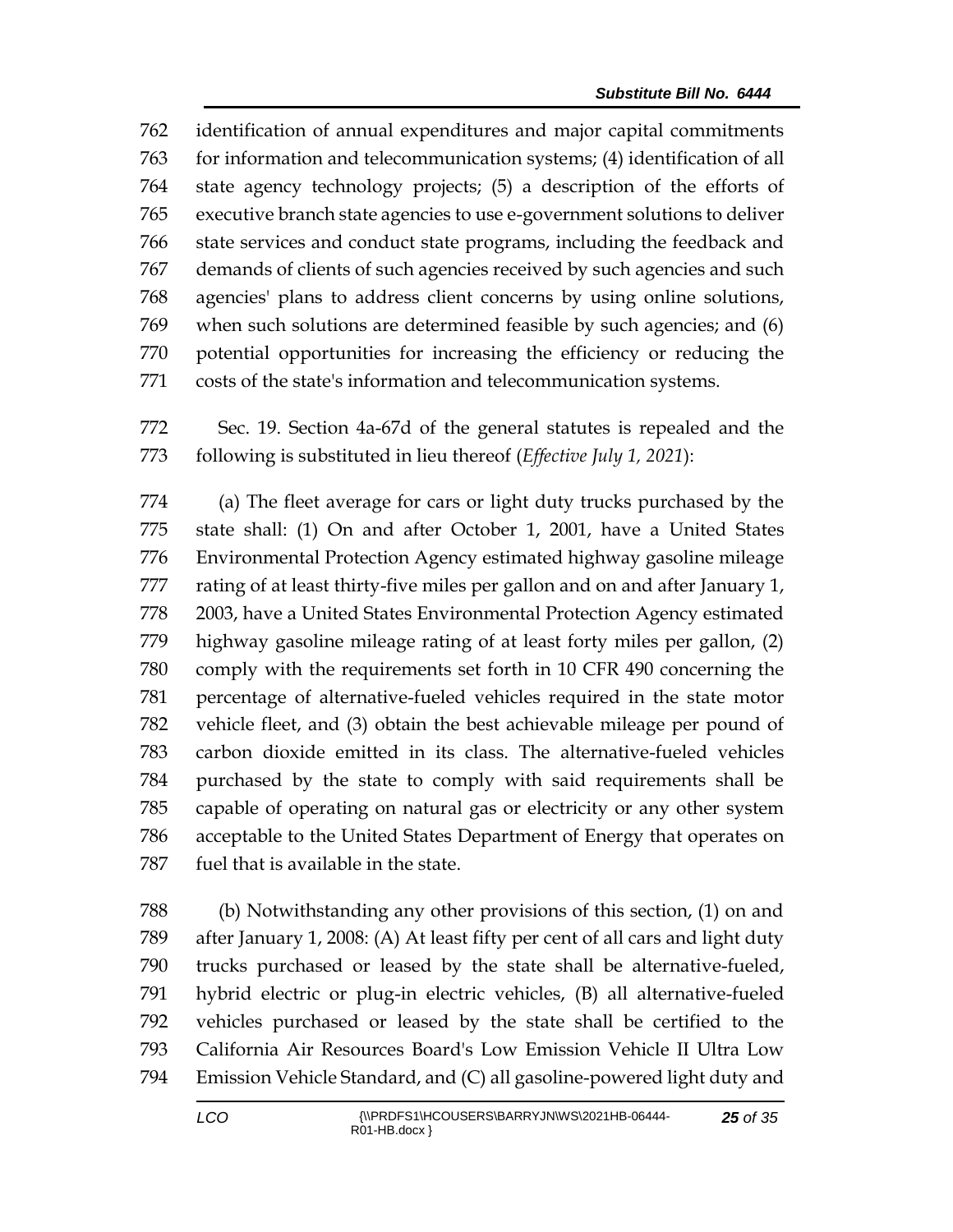identification of annual expenditures and major capital commitments for information and telecommunication systems; (4) identification of all state agency technology projects; (5) a description of the efforts of executive branch state agencies to use e-government solutions to deliver state services and conduct state programs, including the feedback and demands of clients of such agencies received by such agencies and such agencies' plans to address client concerns by using online solutions, when such solutions are determined feasible by such agencies; and (6) potential opportunities for increasing the efficiency or reducing the costs of the state's information and telecommunication systems.

Sec. 19. Section 4a-67d of the general statutes is repealed and the following is substituted in lieu thereof (*Effective July 1, 2021*):

(a) The fleet average for cars or light duty trucks purchased by the state shall: (1) On and after October 1, 2001, have a United States Environmental Protection Agency estimated highway gasoline mileage rating of at least thirty-five miles per gallon and on and after January 1, 2003, have a United States Environmental Protection Agency estimated highway gasoline mileage rating of at least forty miles per gallon, (2) comply with the requirements set forth in 10 CFR 490 concerning the percentage of alternative-fueled vehicles required in the state motor vehicle fleet, and (3) obtain the best achievable mileage per pound of carbon dioxide emitted in its class. The alternative-fueled vehicles purchased by the state to comply with said requirements shall be capable of operating on natural gas or electricity or any other system acceptable to the United States Department of Energy that operates on fuel that is available in the state.

(b) Notwithstanding any other provisions of this section, (1) on and after January 1, 2008: (A) At least fifty per cent of all cars and light duty trucks purchased or leased by the state shall be alternative-fueled, hybrid electric or plug-in electric vehicles, (B) all alternative-fueled vehicles purchased or leased by the state shall be certified to the California Air Resources Board's Low Emission Vehicle II Ultra Low Emission Vehicle Standard, and (C) all gasoline-powered light duty and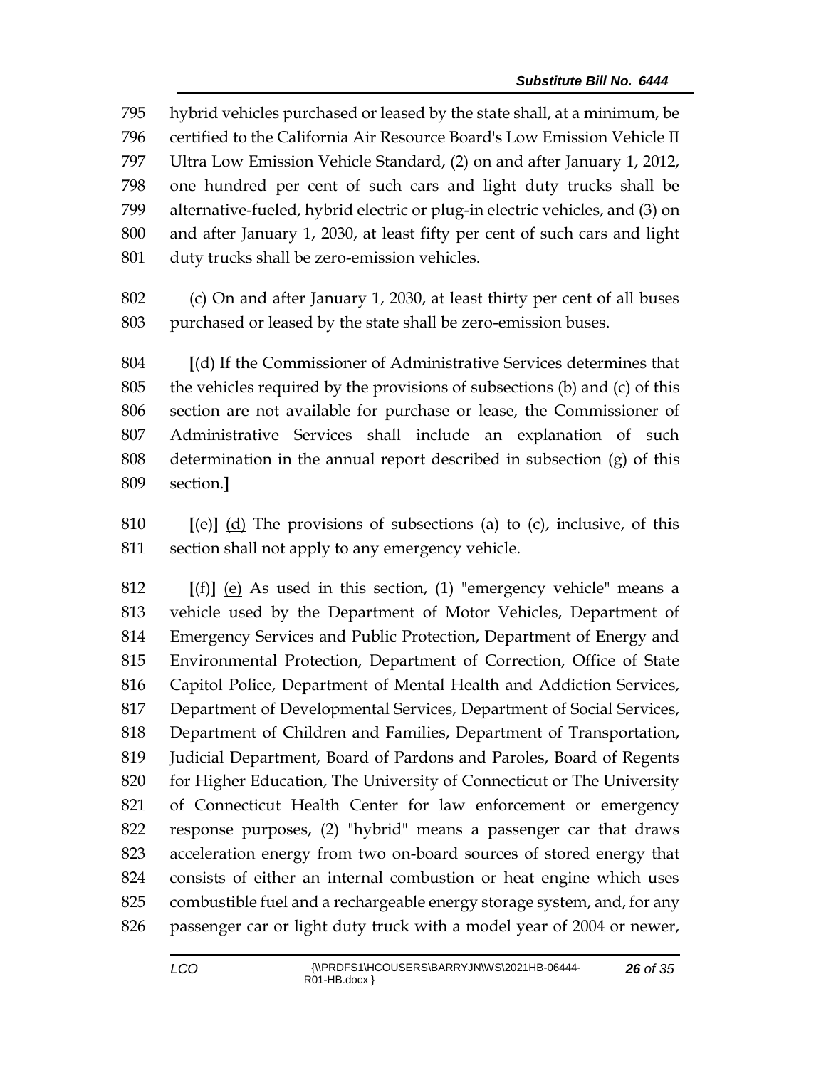795 hybrid vehicles purchased or leased by the state shall, at a minimum, be
796 certified to the California Air Resource Board's Low Emission Vehicle II
797 Ultra Low Emission Vehicle Standard, (2) on and after January 1, 2012,
798 one hundred per cent of such cars and light duty trucks shall be
799 alternative-fueled, hybrid electric or plug-in electric vehicles, and (3) on
800 and after January 1, 2030, at least fifty per cent of such cars and light
801 duty trucks shall be zero-emission vehicles.

802 (c) On and after January 1, 2030, at least thirty per cent of all buses
803 purchased or leased by the state shall be zero-emission buses.

804 **[**(d) If the Commissioner of Administrative Services determines that
805 the vehicles required by the provisions of subsections (b) and (c) of this
806 section are not available for purchase or lease, the Commissioner of
807 Administrative Services shall include an explanation of such
808 determination in the annual report described in subsection (g) of this
809 section.**]**

810 **[**(e)**]** <u>(d)</u> The provisions of subsections (a) to (c), inclusive, of this
811 section shall not apply to any emergency vehicle.

812 **[**(f)**]** <u>(e)</u> As used in this section, (1) "emergency vehicle" means a
813 vehicle used by the Department of Motor Vehicles, Department of
814 Emergency Services and Public Protection, Department of Energy and
815 Environmental Protection, Department of Correction, Office of State
816 Capitol Police, Department of Mental Health and Addiction Services,
817 Department of Developmental Services, Department of Social Services,
818 Department of Children and Families, Department of Transportation,
819 Judicial Department, Board of Pardons and Paroles, Board of Regents
820 for Higher Education, The University of Connecticut or The University
821 of Connecticut Health Center for law enforcement or emergency
822 response purposes, (2) "hybrid" means a passenger car that draws
823 acceleration energy from two on-board sources of stored energy that
824 consists of either an internal combustion or heat engine which uses
825 combustible fuel and a rechargeable energy storage system, and, for any
826 passenger car or light duty truck with a model year of 2004 or newer,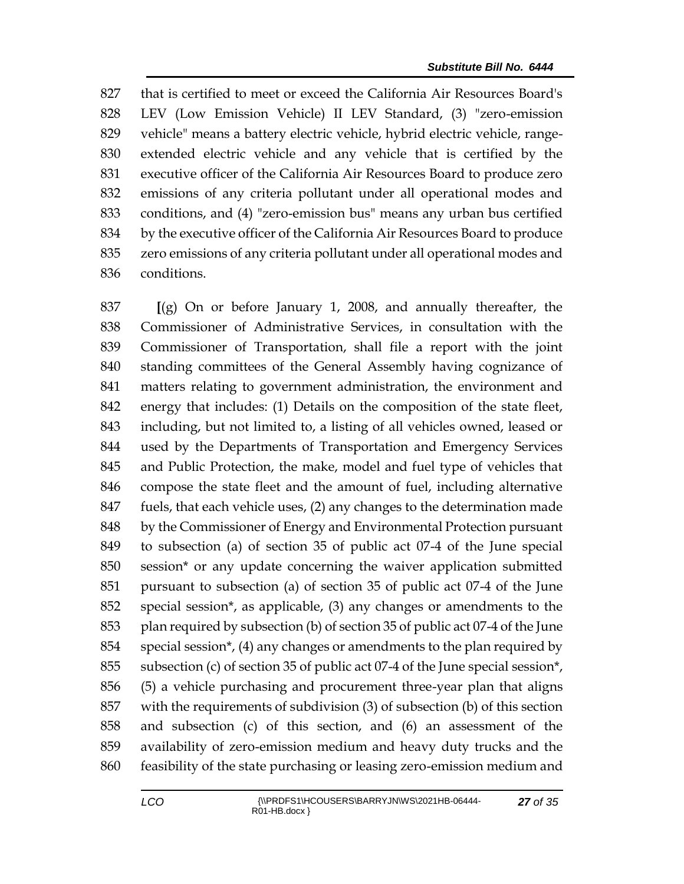that is certified to meet or exceed the California Air Resources Board's LEV (Low Emission Vehicle) II LEV Standard, (3) "zero-emission vehicle" means a battery electric vehicle, hybrid electric vehicle, range-extended electric vehicle and any vehicle that is certified by the executive officer of the California Air Resources Board to produce zero emissions of any criteria pollutant under all operational modes and conditions, and (4) "zero-emission bus" means any urban bus certified by the executive officer of the California Air Resources Board to produce zero emissions of any criteria pollutant under all operational modes and conditions.

[(g) On or before January 1, 2008, and annually thereafter, the Commissioner of Administrative Services, in consultation with the Commissioner of Transportation, shall file a report with the joint standing committees of the General Assembly having cognizance of matters relating to government administration, the environment and energy that includes: (1) Details on the composition of the state fleet, including, but not limited to, a listing of all vehicles owned, leased or used by the Departments of Transportation and Emergency Services and Public Protection, the make, model and fuel type of vehicles that compose the state fleet and the amount of fuel, including alternative fuels, that each vehicle uses, (2) any changes to the determination made by the Commissioner of Energy and Environmental Protection pursuant to subsection (a) of section 35 of public act 07-4 of the June special session* or any update concerning the waiver application submitted pursuant to subsection (a) of section 35 of public act 07-4 of the June special session*, as applicable, (3) any changes or amendments to the plan required by subsection (b) of section 35 of public act 07-4 of the June special session*, (4) any changes or amendments to the plan required by subsection (c) of section 35 of public act 07-4 of the June special session*, (5) a vehicle purchasing and procurement three-year plan that aligns with the requirements of subdivision (3) of subsection (b) of this section and subsection (c) of this section, and (6) an assessment of the availability of zero-emission medium and heavy duty trucks and the feasibility of the state purchasing or leasing zero-emission medium and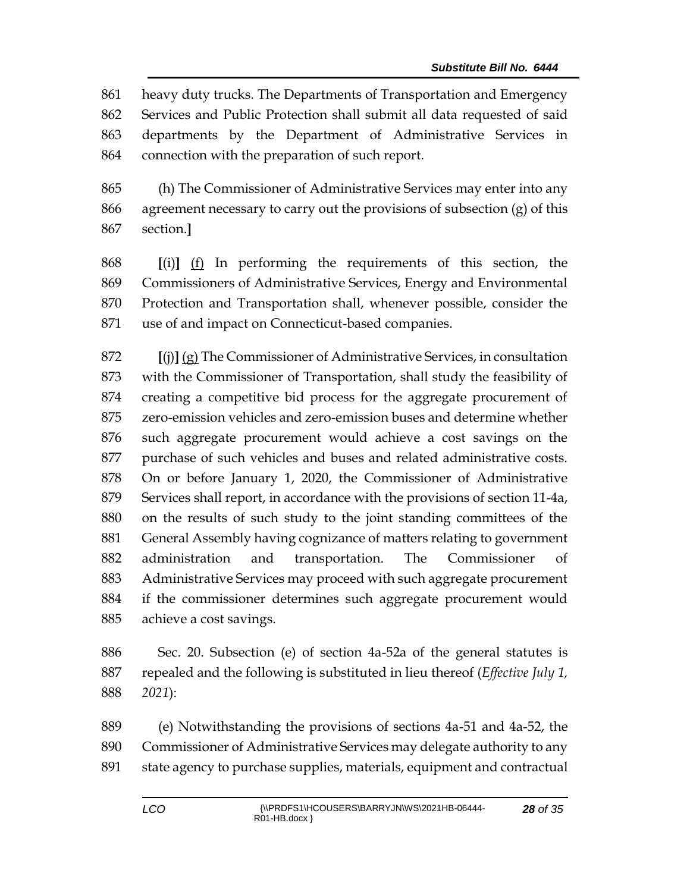861 heavy duty trucks. The Departments of Transportation and Emergency
862 Services and Public Protection shall submit all data requested of said
863 departments by the Department of Administrative Services in
864 connection with the preparation of such report.

865 (h) The Commissioner of Administrative Services may enter into any
866 agreement necessary to carry out the provisions of subsection (g) of this
867 section.**]**

868 **[**(i)**]** <u>(f)</u> In performing the requirements of this section, the
869 Commissioners of Administrative Services, Energy and Environmental
870 Protection and Transportation shall, whenever possible, consider the
871 use of and impact on Connecticut-based companies.

872 **[**(j)**]** <u>(g)</u> The Commissioner of Administrative Services, in consultation
873 with the Commissioner of Transportation, shall study the feasibility of
874 creating a competitive bid process for the aggregate procurement of
875 zero-emission vehicles and zero-emission buses and determine whether
876 such aggregate procurement would achieve a cost savings on the
877 purchase of such vehicles and buses and related administrative costs.
878 On or before January 1, 2020, the Commissioner of Administrative
879 Services shall report, in accordance with the provisions of section 11-4a,
880 on the results of such study to the joint standing committees of the
881 General Assembly having cognizance of matters relating to government
882 administration and transportation. The Commissioner of
883 Administrative Services may proceed with such aggregate procurement
884 if the commissioner determines such aggregate procurement would
885 achieve a cost savings.

886 Sec. 20. Subsection (e) of section 4a-52a of the general statutes is
887 repealed and the following is substituted in lieu thereof (*Effective July 1,*
888 *2021*):

889 (e) Notwithstanding the provisions of sections 4a-51 and 4a-52, the
890 Commissioner of Administrative Services may delegate authority to any
891 state agency to purchase supplies, materials, equipment and contractual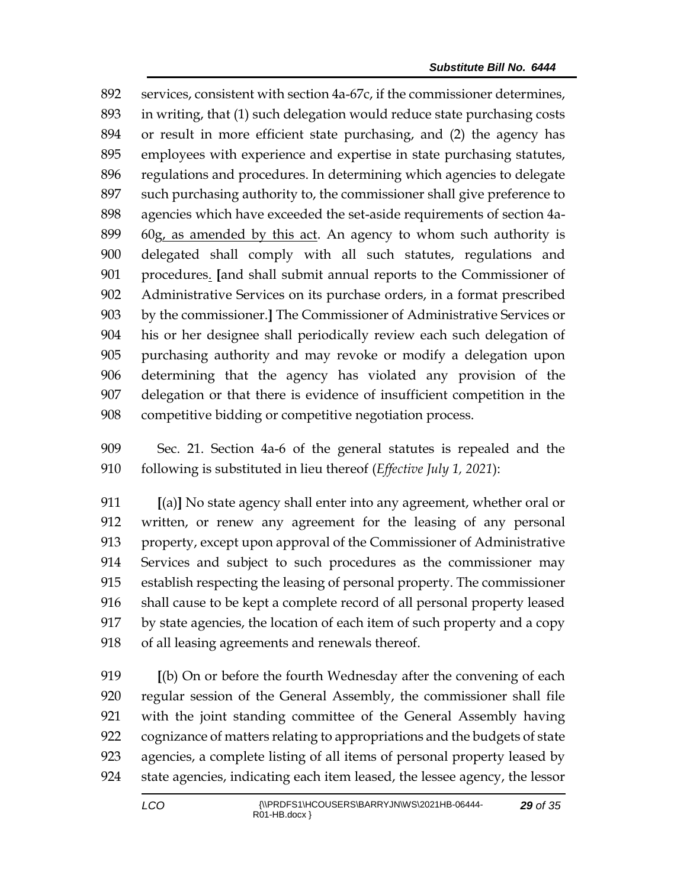services, consistent with section 4a-67c, if the commissioner determines, in writing, that (1) such delegation would reduce state purchasing costs or result in more efficient state purchasing, and (2) the agency has employees with experience and expertise in state purchasing statutes, regulations and procedures. In determining which agencies to delegate such purchasing authority to, the commissioner shall give preference to agencies which have exceeded the set-aside requirements of section 4a-60g, as amended by this act. An agency to whom such authority is delegated shall comply with all such statutes, regulations and procedures. [and shall submit annual reports to the Commissioner of Administrative Services on its purchase orders, in a format prescribed by the commissioner.] The Commissioner of Administrative Services or his or her designee shall periodically review each such delegation of purchasing authority and may revoke or modify a delegation upon determining that the agency has violated any provision of the delegation or that there is evidence of insufficient competition in the competitive bidding or competitive negotiation process.

Sec. 21. Section 4a-6 of the general statutes is repealed and the following is substituted in lieu thereof (*Effective July 1, 2021*):

[(a)] No state agency shall enter into any agreement, whether oral or written, or renew any agreement for the leasing of any personal property, except upon approval of the Commissioner of Administrative Services and subject to such procedures as the commissioner may establish respecting the leasing of personal property. The commissioner shall cause to be kept a complete record of all personal property leased by state agencies, the location of each item of such property and a copy of all leasing agreements and renewals thereof.

[(b) On or before the fourth Wednesday after the convening of each regular session of the General Assembly, the commissioner shall file with the joint standing committee of the General Assembly having cognizance of matters relating to appropriations and the budgets of state agencies, a complete listing of all items of personal property leased by state agencies, indicating each item leased, the lessee agency, the lessor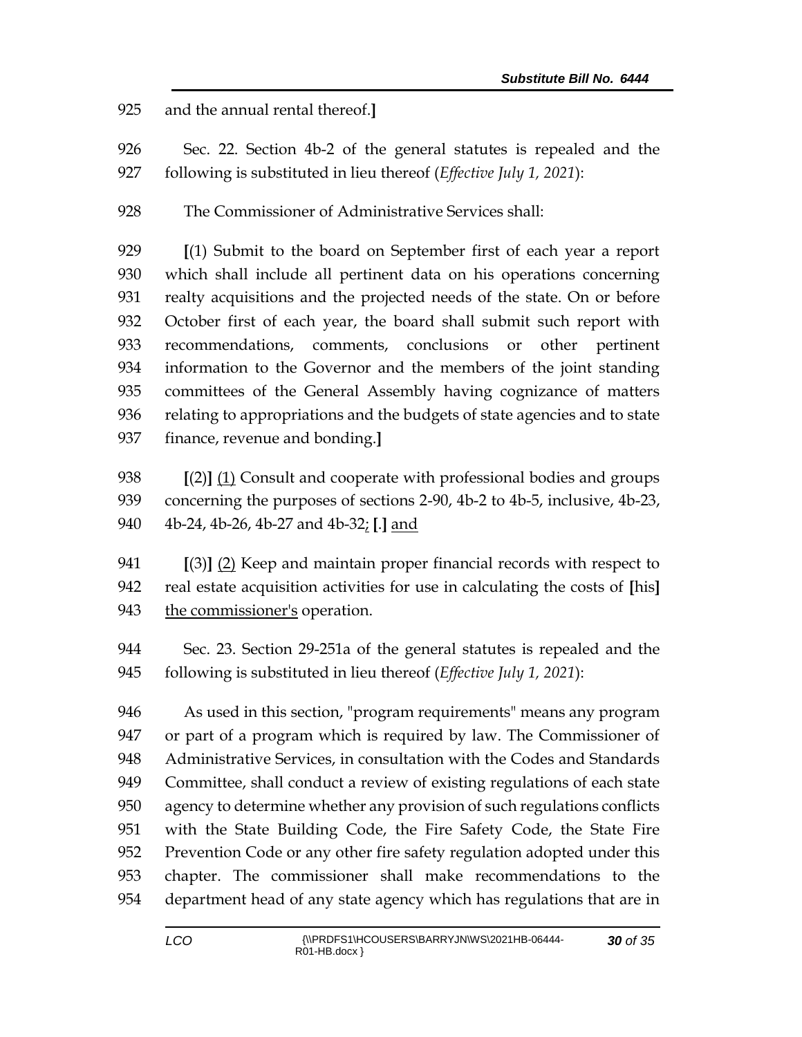925 and the annual rental thereof.]

926 Sec. 22. Section 4b-2 of the general statutes is repealed and the
927 following is substituted in lieu thereof (*Effective July 1, 2021*):

928 The Commissioner of Administrative Services shall:

929 [(1) Submit to the board on September first of each year a report
930 which shall include all pertinent data on his operations concerning
931 realty acquisitions and the projected needs of the state. On or before
932 October first of each year, the board shall submit such report with
933 recommendations, comments, conclusions or other pertinent
934 information to the Governor and the members of the joint standing
935 committees of the General Assembly having cognizance of matters
936 relating to appropriations and the budgets of state agencies and to state
937 finance, revenue and bonding.]

938 [(2)] <u>(1)</u> Consult and cooperate with professional bodies and groups
939 concerning the purposes of sections 2-90, 4b-2 to 4b-5, inclusive, 4b-23,
940 4b-24, 4b-26, 4b-27 and 4b-32<u>;</u> [.] <u>and</u>

941 [(3)] <u>(2)</u> Keep and maintain proper financial records with respect to
942 real estate acquisition activities for use in calculating the costs of [his]
943 <u>the commissioner's</u> operation.

944 Sec. 23. Section 29-251a of the general statutes is repealed and the
945 following is substituted in lieu thereof (*Effective July 1, 2021*):

946 As used in this section, "program requirements" means any program
947 or part of a program which is required by law. The Commissioner of
948 Administrative Services, in consultation with the Codes and Standards
949 Committee, shall conduct a review of existing regulations of each state
950 agency to determine whether any provision of such regulations conflicts
951 with the State Building Code, the Fire Safety Code, the State Fire
952 Prevention Code or any other fire safety regulation adopted under this
953 chapter. The commissioner shall make recommendations to the
954 department head of any state agency which has regulations that are in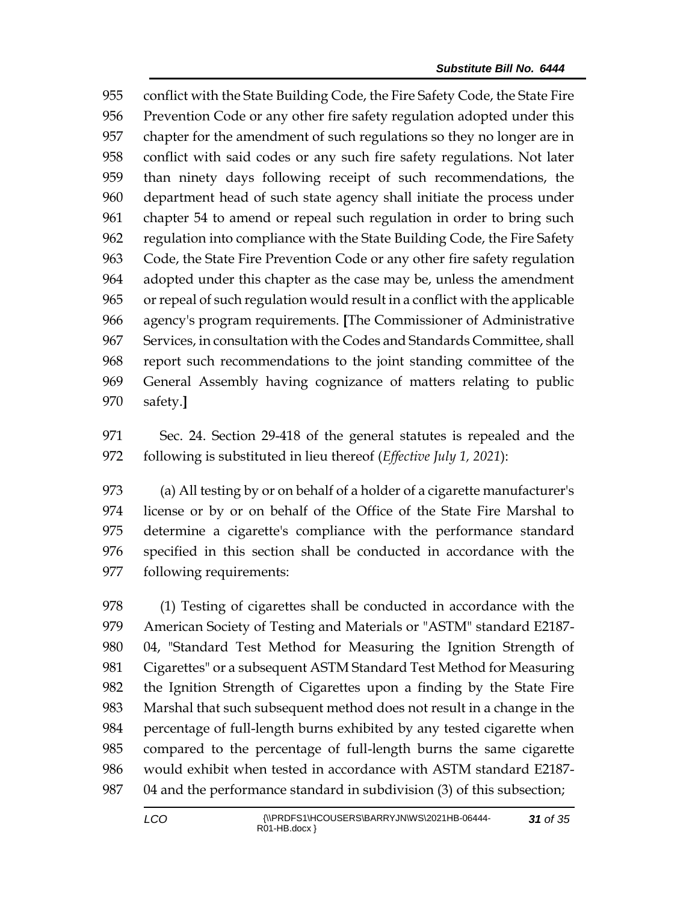conflict with the State Building Code, the Fire Safety Code, the State Fire Prevention Code or any other fire safety regulation adopted under this chapter for the amendment of such regulations so they no longer are in conflict with said codes or any such fire safety regulations. Not later than ninety days following receipt of such recommendations, the department head of such state agency shall initiate the process under chapter 54 to amend or repeal such regulation in order to bring such regulation into compliance with the State Building Code, the Fire Safety Code, the State Fire Prevention Code or any other fire safety regulation adopted under this chapter as the case may be, unless the amendment or repeal of such regulation would result in a conflict with the applicable agency's program requirements. **[**The Commissioner of Administrative Services, in consultation with the Codes and Standards Committee, shall report such recommendations to the joint standing committee of the General Assembly having cognizance of matters relating to public safety.**]**

Sec. 24. Section 29-418 of the general statutes is repealed and the following is substituted in lieu thereof (*Effective July 1, 2021*):

(a) All testing by or on behalf of a holder of a cigarette manufacturer's license or by or on behalf of the Office of the State Fire Marshal to determine a cigarette's compliance with the performance standard specified in this section shall be conducted in accordance with the following requirements:

(1) Testing of cigarettes shall be conducted in accordance with the American Society of Testing and Materials or "ASTM" standard E2187-04, "Standard Test Method for Measuring the Ignition Strength of Cigarettes" or a subsequent ASTM Standard Test Method for Measuring the Ignition Strength of Cigarettes upon a finding by the State Fire Marshal that such subsequent method does not result in a change in the percentage of full-length burns exhibited by any tested cigarette when compared to the percentage of full-length burns the same cigarette would exhibit when tested in accordance with ASTM standard E2187-04 and the performance standard in subdivision (3) of this subsection;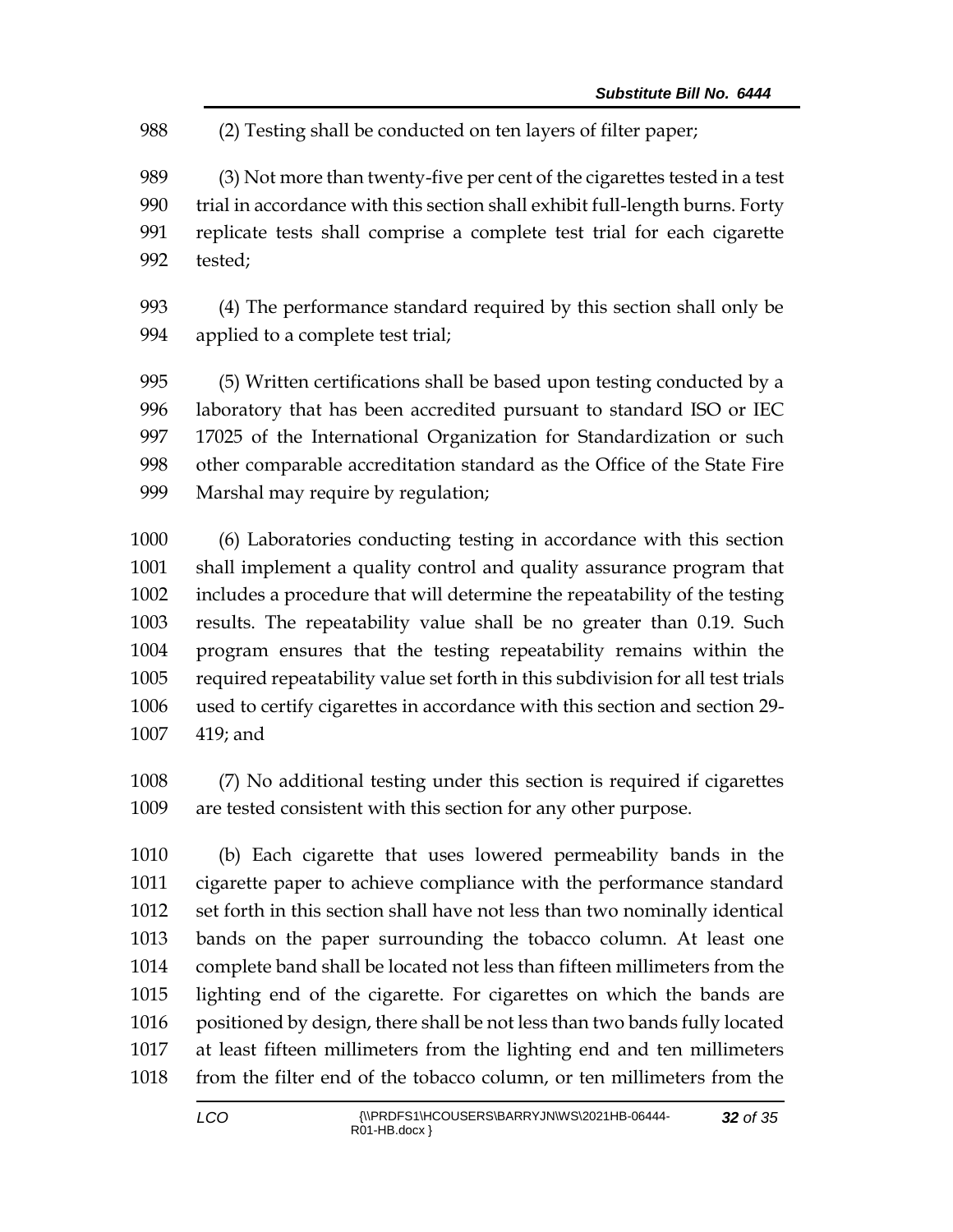(2) Testing shall be conducted on ten layers of filter paper;

(3) Not more than twenty-five per cent of the cigarettes tested in a test trial in accordance with this section shall exhibit full-length burns. Forty replicate tests shall comprise a complete test trial for each cigarette tested;

(4) The performance standard required by this section shall only be applied to a complete test trial;

(5) Written certifications shall be based upon testing conducted by a laboratory that has been accredited pursuant to standard ISO or IEC 17025 of the International Organization for Standardization or such other comparable accreditation standard as the Office of the State Fire Marshal may require by regulation;

(6) Laboratories conducting testing in accordance with this section shall implement a quality control and quality assurance program that includes a procedure that will determine the repeatability of the testing results. The repeatability value shall be no greater than 0.19. Such program ensures that the testing repeatability remains within the required repeatability value set forth in this subdivision for all test trials used to certify cigarettes in accordance with this section and section 29-419; and

(7) No additional testing under this section is required if cigarettes are tested consistent with this section for any other purpose.

(b) Each cigarette that uses lowered permeability bands in the cigarette paper to achieve compliance with the performance standard set forth in this section shall have not less than two nominally identical bands on the paper surrounding the tobacco column. At least one complete band shall be located not less than fifteen millimeters from the lighting end of the cigarette. For cigarettes on which the bands are positioned by design, there shall be not less than two bands fully located at least fifteen millimeters from the lighting end and ten millimeters from the filter end of the tobacco column, or ten millimeters from the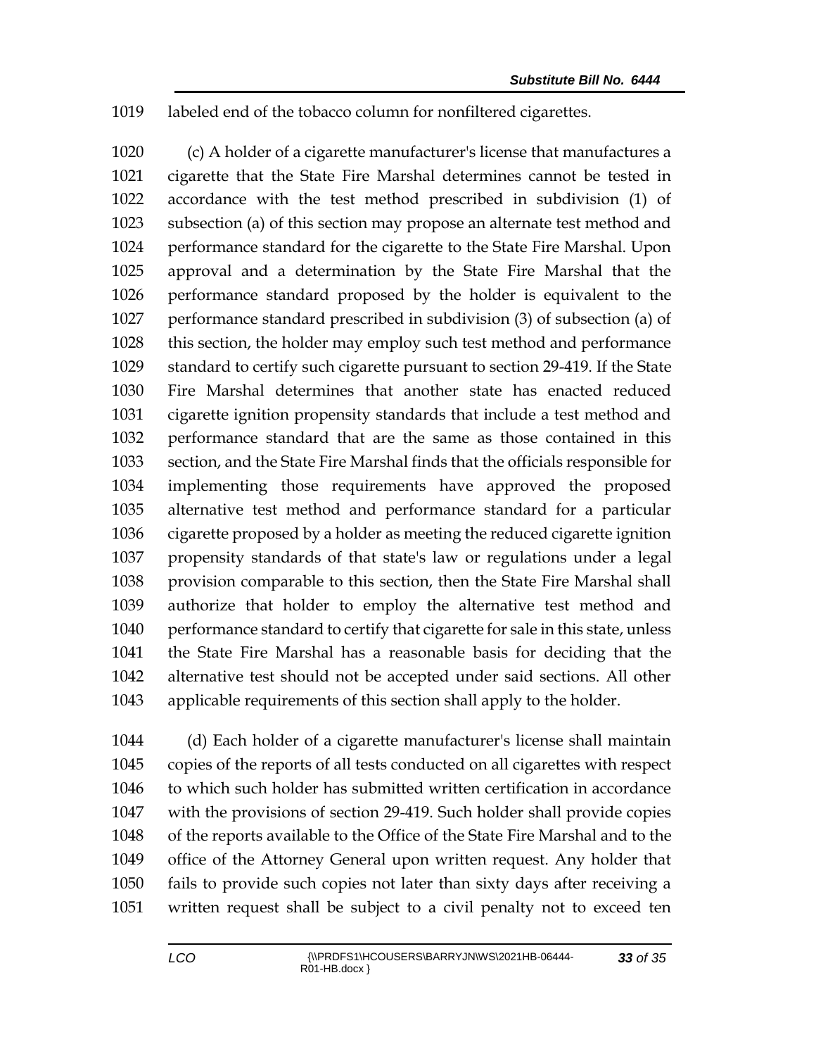labeled end of the tobacco column for nonfiltered cigarettes.

(c) A holder of a cigarette manufacturer's license that manufactures a cigarette that the State Fire Marshal determines cannot be tested in accordance with the test method prescribed in subdivision (1) of subsection (a) of this section may propose an alternate test method and performance standard for the cigarette to the State Fire Marshal. Upon approval and a determination by the State Fire Marshal that the performance standard proposed by the holder is equivalent to the performance standard prescribed in subdivision (3) of subsection (a) of this section, the holder may employ such test method and performance standard to certify such cigarette pursuant to section 29-419. If the State Fire Marshal determines that another state has enacted reduced cigarette ignition propensity standards that include a test method and performance standard that are the same as those contained in this section, and the State Fire Marshal finds that the officials responsible for implementing those requirements have approved the proposed alternative test method and performance standard for a particular cigarette proposed by a holder as meeting the reduced cigarette ignition propensity standards of that state's law or regulations under a legal provision comparable to this section, then the State Fire Marshal shall authorize that holder to employ the alternative test method and performance standard to certify that cigarette for sale in this state, unless the State Fire Marshal has a reasonable basis for deciding that the alternative test should not be accepted under said sections. All other applicable requirements of this section shall apply to the holder.

(d) Each holder of a cigarette manufacturer's license shall maintain copies of the reports of all tests conducted on all cigarettes with respect to which such holder has submitted written certification in accordance with the provisions of section 29-419. Such holder shall provide copies of the reports available to the Office of the State Fire Marshal and to the office of the Attorney General upon written request. Any holder that fails to provide such copies not later than sixty days after receiving a written request shall be subject to a civil penalty not to exceed ten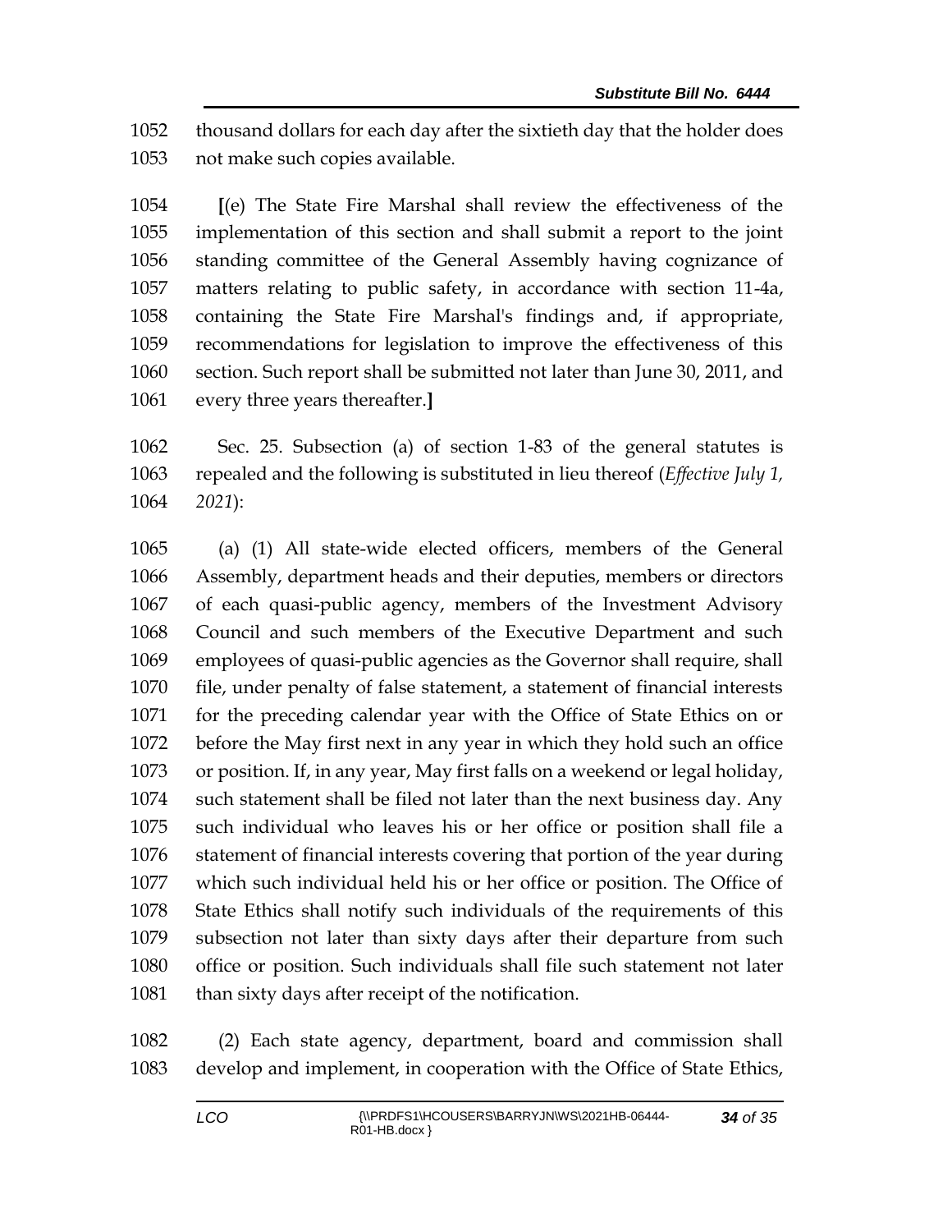thousand dollars for each day after the sixtieth day that the holder does not make such copies available.

**[**(e) The State Fire Marshal shall review the effectiveness of the implementation of this section and shall submit a report to the joint standing committee of the General Assembly having cognizance of matters relating to public safety, in accordance with section 11-4a, containing the State Fire Marshal's findings and, if appropriate, recommendations for legislation to improve the effectiveness of this section. Such report shall be submitted not later than June 30, 2011, and every three years thereafter.**]**

Sec. 25. Subsection (a) of section 1-83 of the general statutes is repealed and the following is substituted in lieu thereof (*Effective July 1, 2021*):

(a) (1) All state-wide elected officers, members of the General Assembly, department heads and their deputies, members or directors of each quasi-public agency, members of the Investment Advisory Council and such members of the Executive Department and such employees of quasi-public agencies as the Governor shall require, shall file, under penalty of false statement, a statement of financial interests for the preceding calendar year with the Office of State Ethics on or before the May first next in any year in which they hold such an office or position. If, in any year, May first falls on a weekend or legal holiday, such statement shall be filed not later than the next business day. Any such individual who leaves his or her office or position shall file a statement of financial interests covering that portion of the year during which such individual held his or her office or position. The Office of State Ethics shall notify such individuals of the requirements of this subsection not later than sixty days after their departure from such office or position. Such individuals shall file such statement not later than sixty days after receipt of the notification.

(2) Each state agency, department, board and commission shall develop and implement, in cooperation with the Office of State Ethics,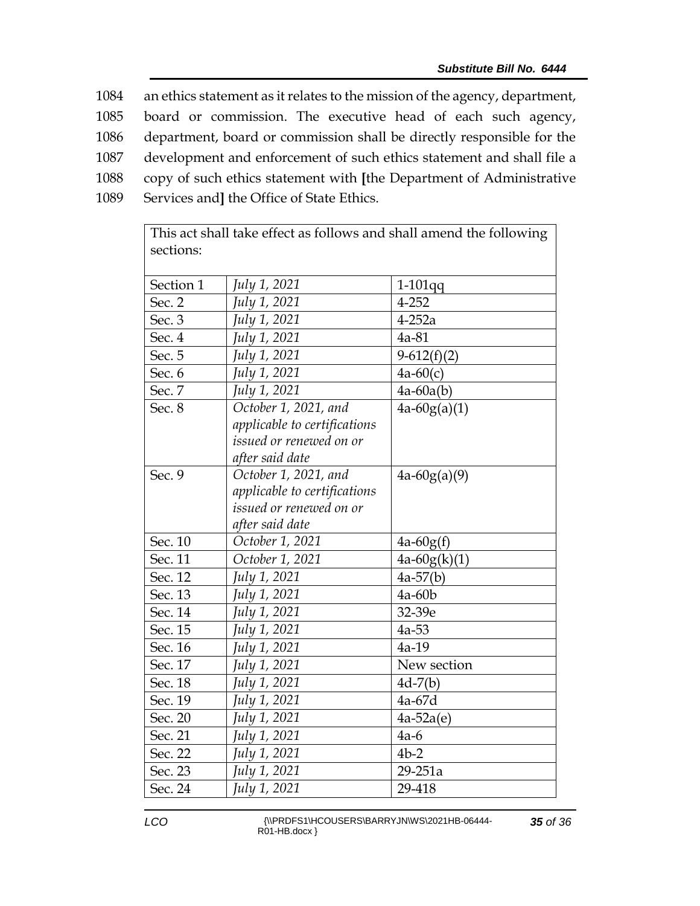1084 an ethics statement as it relates to the mission of the agency, department,
1085 board or commission. The executive head of each such agency,
1086 department, board or commission shall be directly responsible for the
1087 development and enforcement of such ethics statement and shall file a
1088 copy of such ethics statement with **[**the Department of Administrative
1089 Services and**]** the Office of State Ethics.

| This act shall take effect as follows and shall amend the following sections: | | |
|---|---|---|
| Section 1 | *July 1, 2021* | 1-101qq |
| Sec. 2 | *July 1, 2021* | 4-252 |
| Sec. 3 | *July 1, 2021* | 4-252a |
| Sec. 4 | *July 1, 2021* | 4a-81 |
| Sec. 5 | *July 1, 2021* | 9-612(f)(2) |
| Sec. 6 | *July 1, 2021* | 4a-60(c) |
| Sec. 7 | *July 1, 2021* | 4a-60a(b) |
| Sec. 8 | *October 1, 2021, and applicable to certifications issued or renewed on or after said date* | 4a-60g(a)(1) |
| Sec. 9 | *October 1, 2021, and applicable to certifications issued or renewed on or after said date* | 4a-60g(a)(9) |
| Sec. 10 | *October 1, 2021* | 4a-60g(f) |
| Sec. 11 | *October 1, 2021* | 4a-60g(k)(1) |
| Sec. 12 | *July 1, 2021* | 4a-57(b) |
| Sec. 13 | *July 1, 2021* | 4a-60b |
| Sec. 14 | *July 1, 2021* | 32-39e |
| Sec. 15 | *July 1, 2021* | 4a-53 |
| Sec. 16 | *July 1, 2021* | 4a-19 |
| Sec. 17 | *July 1, 2021* | New section |
| Sec. 18 | *July 1, 2021* | 4d-7(b) |
| Sec. 19 | *July 1, 2021* | 4a-67d |
| Sec. 20 | *July 1, 2021* | 4a-52a(e) |
| Sec. 21 | *July 1, 2021* | 4a-6 |
| Sec. 22 | *July 1, 2021* | 4b-2 |
| Sec. 23 | *July 1, 2021* | 29-251a |
| Sec. 24 | *July 1, 2021* | 29-418 |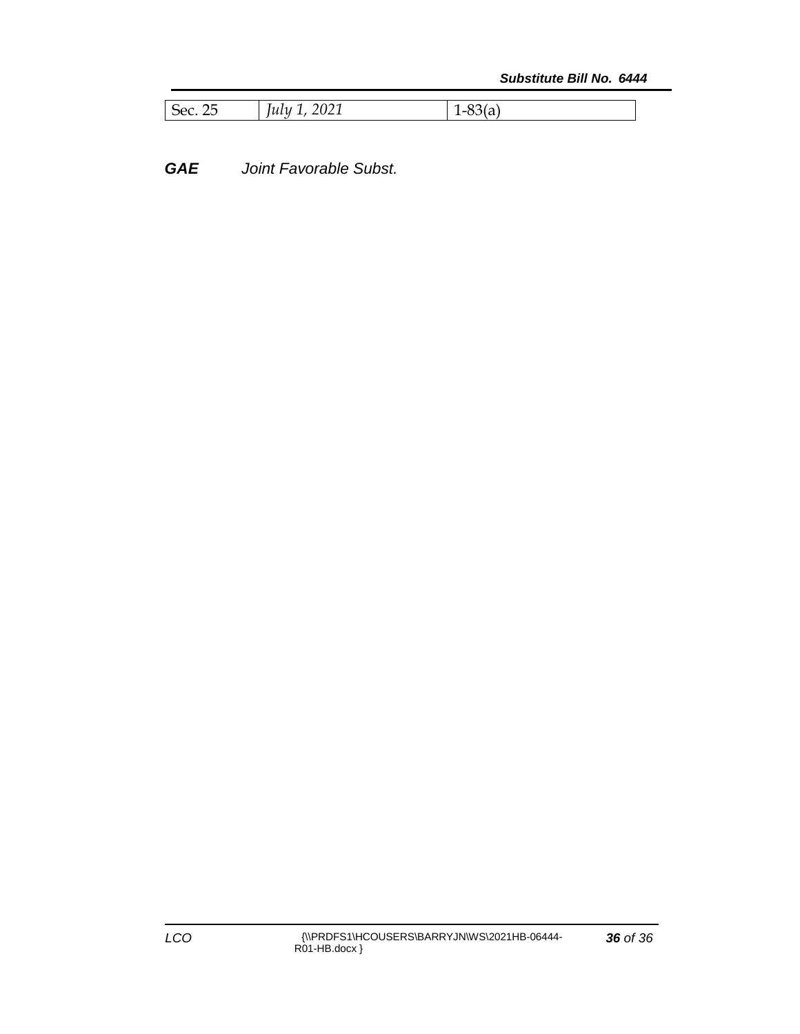| | | |
|---|---|---|
| Sec. 25 | *July 1, 2021* | 1-83(a) |

***GAE*** *Joint Favorable Subst.*